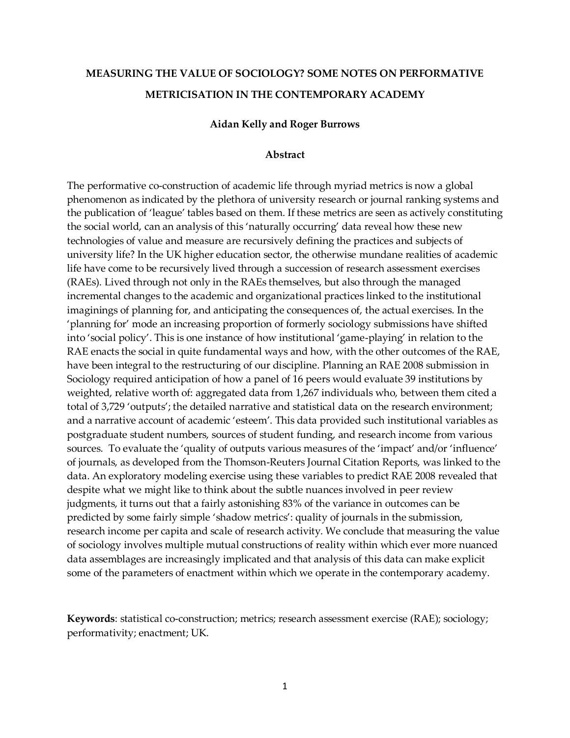# MEASURING THE VALUE OF SOCIOLOGY? SOME NOTES ON PERFORMATIVE METRICISATION IN THE CONTEMPORARY ACADEMY

**Aidan Kelly and Roger Burrows**

## Abstract

The performative co-construction of academic life through myriad metrics is now a global phenomenon as indicated by the plethora of university research or journal ranking systems and the publication of 'league' tables based on them. If these metrics are seen as actively constituting the social world, can an analysis of this 'naturally occurring' data reveal how these new technologies of value and measure are recursively defining the practices and subjects of university life? In the UK higher education sector, the otherwise mundane realities of academic life have come to be recursively lived through a succession of research assessment exercises (RAEs). Lived through not only in the RAEs themselves, but also through the managed incremental changes to the academic and organizational practices linked to the institutional imaginings of planning for, and anticipating the consequences of, the actual exercises. In the 'planning for' mode an increasing proportion of formerly sociology submissions have shifted into 'social policy'. This is one instance of how institutional 'game-playing' in relation to the RAE enacts the social in quite fundamental ways and how, with the other outcomes of the RAE, have been integral to the restructuring of our discipline. Planning an RAE 2008 submission in Sociology required anticipation of how a panel of 16 peers would evaluate 39 institutions by weighted, relative worth of: aggregated data from 1,267 individuals who, between them cited a total of 3,729 'outputs'; the detailed narrative and statistical data on the research environment; and a narrative account of academic 'esteem'. This data provided such institutional variables as postgraduate student numbers, sources of student funding, and research income from various sources. To evaluate the 'quality of outputs various measures of the 'impact' and/or 'influence' of journals, as developed from the Thomson-Reuters Journal Citation Reports, was linked to the data. An exploratory modeling exercise using these variables to predict RAE 2008 revealed that despite what we might like to think about the subtle nuances involved in peer review judgments, it turns out that a fairly astonishing 83% of the variance in outcomes can be predicted by some fairly simple 'shadow metrics': quality of journals in the submission, research income per capita and scale of research activity. We conclude that measuring the value of sociology involves multiple mutual constructions of reality within which ever more nuanced data assemblages are increasingly implicated and that analysis of this data can make explicit some of the parameters of enactment within which we operate in the contemporary academy.

**Keywords**: statistical co-construction; metrics; research assessment exercise (RAE); sociology; performativity; enactment; UK.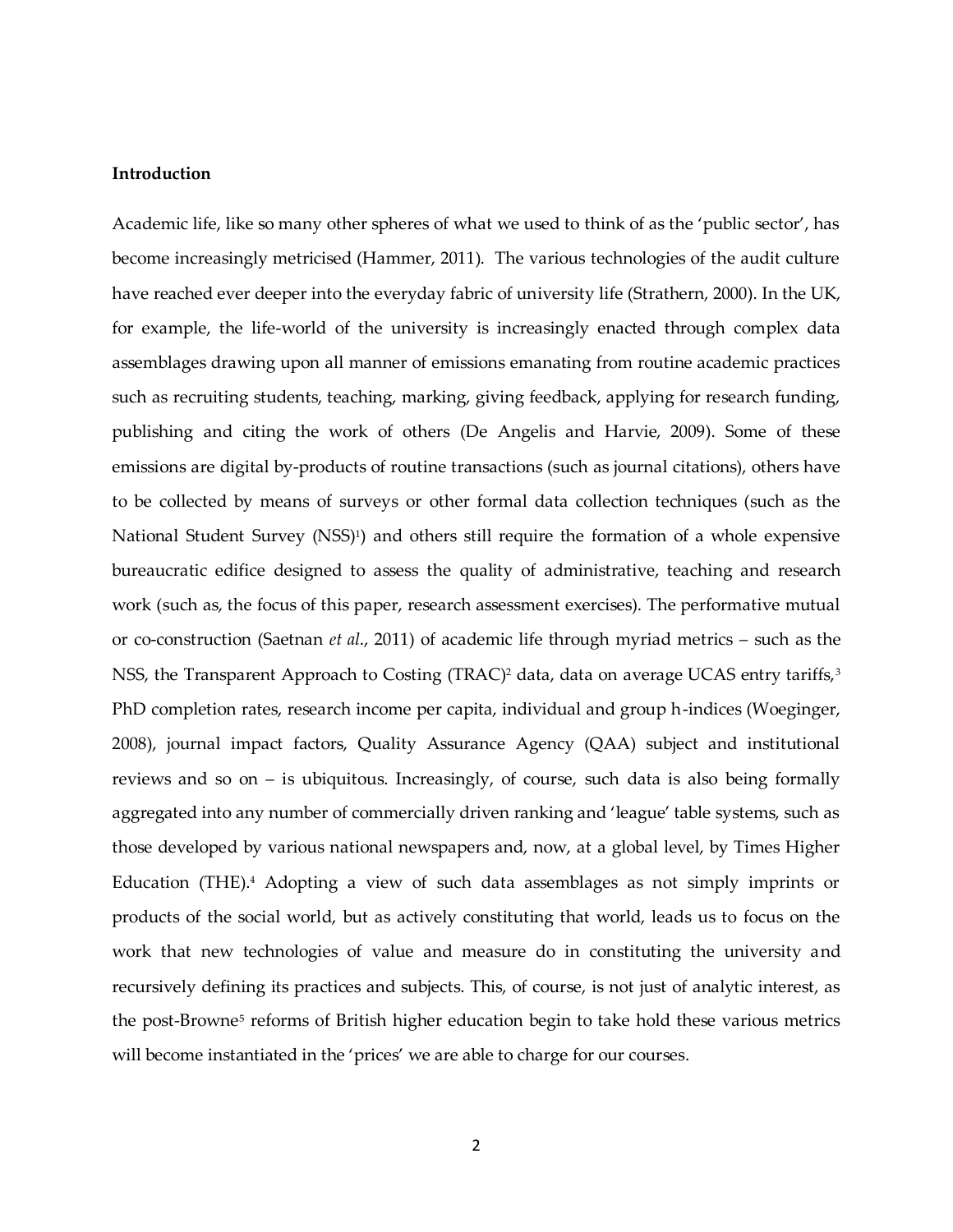**Introduction**

Academic life, like so many other spheres of what we used to think of as the 'public sector', has become increasingly metricised (Hammer, 2011). The various technologies of the audit culture have reached ever deeper into the everyday fabric of university life (Strathern, 2000). In the UK, for example, the life-world of the university is increasingly enacted through complex data assemblages drawing upon all manner of emissions emanating from routine academic practices such as recruiting students, teaching, marking, giving feedback, applying for research funding, publishing and citing the work of others (De Angelis and Harvie, 2009). Some of these emissions are digital by-products of routine transactions (such as journal citations), others have to be collected by means of surveys or other formal data collection techniques (such as the National Student Survey (NSS)[1]) and others still require the formation of a whole expensive bureaucratic edifice designed to assess the quality of administrative, teaching and research work (such as, the focus of this paper, research assessment exercises). The performative mutual or co-construction (Saetnan *et al*., 2011) of academic life through myriad metrics – such as the NSS, the Transparent Approach to Costing (TRAC)[2] data, data on average UCAS entry tariffs,[3] PhD completion rates, research income per capita, individual and group h-indices (Woeginger, 2008), journal impact factors, Quality Assurance Agency (QAA) subject and institutional reviews and so on – is ubiquitous. Increasingly, of course, such data is also being formally aggregated into any number of commercially driven ranking and 'league' table systems, such as those developed by various national newspapers and, now, at a global level, by Times Higher Education (THE).[4] Adopting a view of such data assemblages as not simply imprints or products of the social world, but as actively constituting that world, leads us to focus on the work that new technologies of value and measure do in constituting the university and recursively defining its practices and subjects. This, of course, is not just of analytic interest, as the post-Browne[5] reforms of British higher education begin to take hold these various metrics will become instantiated in the 'prices' we are able to charge for our courses.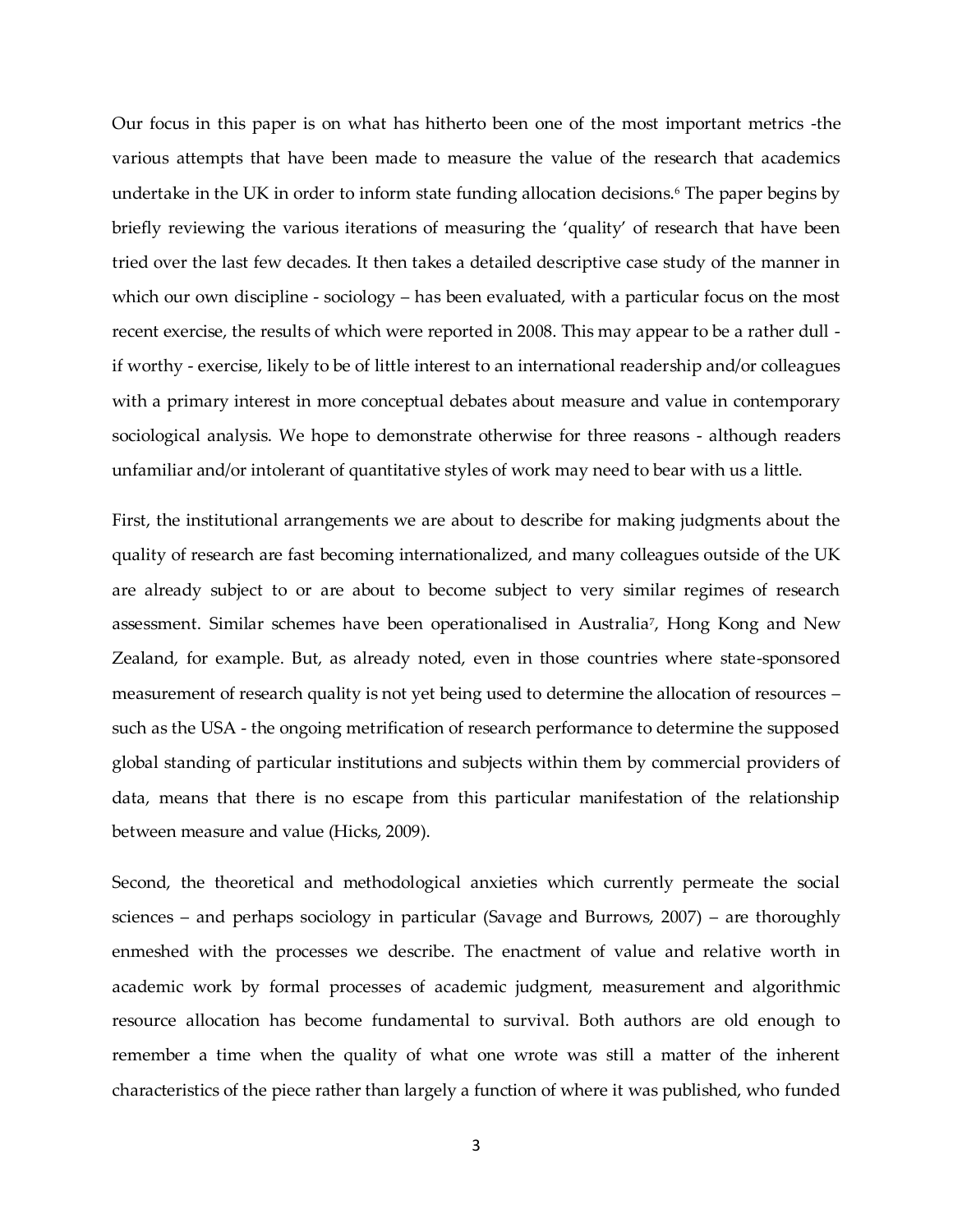Our focus in this paper is on what has hitherto been one of the most important metrics -the various attempts that have been made to measure the value of the research that academics undertake in the UK in order to inform state funding allocation decisions.[6] The paper begins by briefly reviewing the various iterations of measuring the 'quality' of research that have been tried over the last few decades. It then takes a detailed descriptive case study of the manner in which our own discipline - sociology – has been evaluated, with a particular focus on the most recent exercise, the results of which were reported in 2008. This may appear to be a rather dull - if worthy - exercise, likely to be of little interest to an international readership and/or colleagues with a primary interest in more conceptual debates about measure and value in contemporary sociological analysis. We hope to demonstrate otherwise for three reasons - although readers unfamiliar and/or intolerant of quantitative styles of work may need to bear with us a little.

First, the institutional arrangements we are about to describe for making judgments about the quality of research are fast becoming internationalized, and many colleagues outside of the UK are already subject to or are about to become subject to very similar regimes of research assessment. Similar schemes have been operationalised in Australia[7], Hong Kong and New Zealand, for example. But, as already noted, even in those countries where state-sponsored measurement of research quality is not yet being used to determine the allocation of resources – such as the USA - the ongoing metrification of research performance to determine the supposed global standing of particular institutions and subjects within them by commercial providers of data, means that there is no escape from this particular manifestation of the relationship between measure and value (Hicks, 2009).

Second, the theoretical and methodological anxieties which currently permeate the social sciences – and perhaps sociology in particular (Savage and Burrows, 2007) – are thoroughly enmeshed with the processes we describe. The enactment of value and relative worth in academic work by formal processes of academic judgment, measurement and algorithmic resource allocation has become fundamental to survival. Both authors are old enough to remember a time when the quality of what one wrote was still a matter of the inherent characteristics of the piece rather than largely a function of where it was published, who funded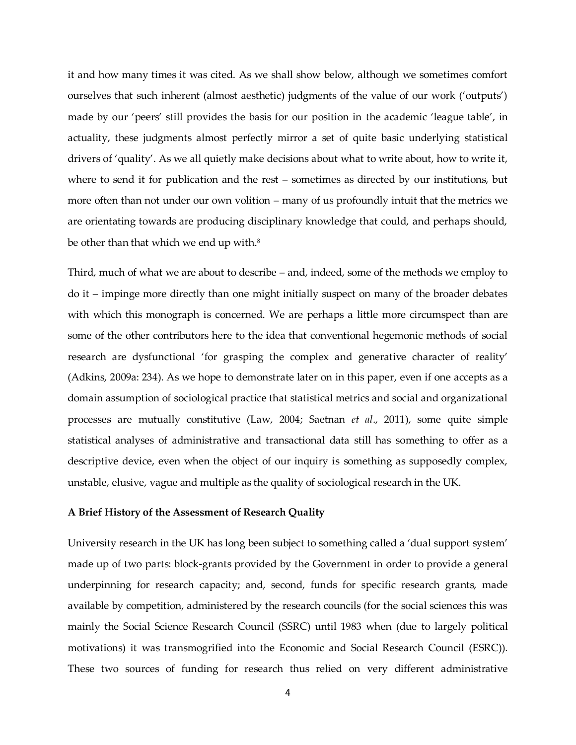it and how many times it was cited. As we shall show below, although we sometimes comfort ourselves that such inherent (almost aesthetic) judgments of the value of our work ('outputs') made by our 'peers' still provides the basis for our position in the academic 'league table', in actuality, these judgments almost perfectly mirror a set of quite basic underlying statistical drivers of 'quality'. As we all quietly make decisions about what to write about, how to write it, where to send it for publication and the rest – sometimes as directed by our institutions, but more often than not under our own volition – many of us profoundly intuit that the metrics we are orientating towards are producing disciplinary knowledge that could, and perhaps should, be other than that which we end up with.[8]

Third, much of what we are about to describe – and, indeed, some of the methods we employ to do it – impinge more directly than one might initially suspect on many of the broader debates with which this monograph is concerned. We are perhaps a little more circumspect than are some of the other contributors here to the idea that conventional hegemonic methods of social research are dysfunctional 'for grasping the complex and generative character of reality' (Adkins, 2009a: 234). As we hope to demonstrate later on in this paper, even if one accepts as a domain assumption of sociological practice that statistical metrics and social and organizational processes are mutually constitutive (Law, 2004; Saetnan *et al*., 2011), some quite simple statistical analyses of administrative and transactional data still has something to offer as a descriptive device, even when the object of our inquiry is something as supposedly complex, unstable, elusive, vague and multiple as the quality of sociological research in the UK.

**A Brief History of the Assessment of Research Quality**

University research in the UK has long been subject to something called a 'dual support system' made up of two parts: block-grants provided by the Government in order to provide a general underpinning for research capacity; and, second, funds for specific research grants, made available by competition, administered by the research councils (for the social sciences this was mainly the Social Science Research Council (SSRC) until 1983 when (due to largely political motivations) it was transmogrified into the Economic and Social Research Council (ESRC)). These two sources of funding for research thus relied on very different administrative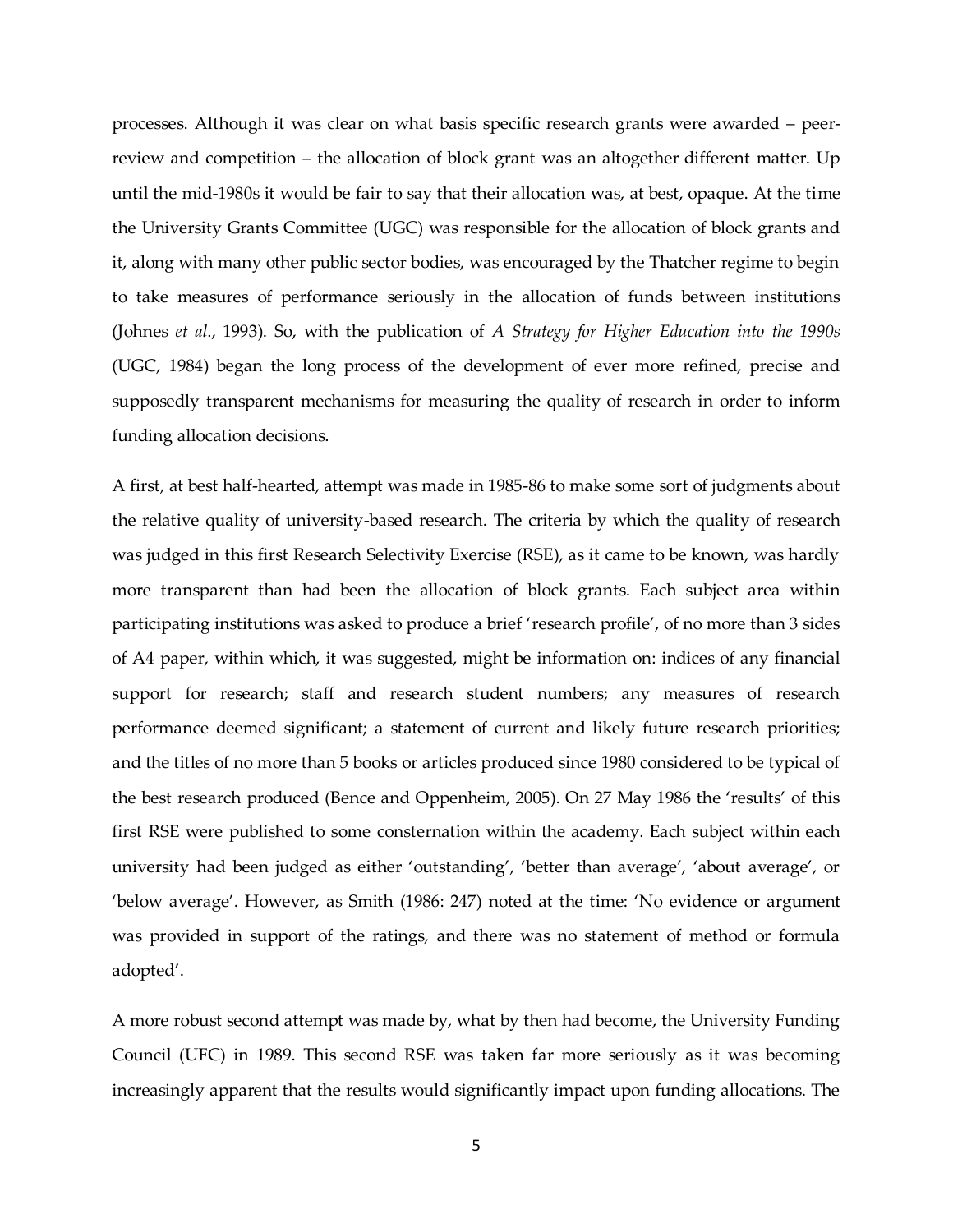processes. Although it was clear on what basis specific research grants were awarded – peer-review and competition – the allocation of block grant was an altogether different matter. Up until the mid-1980s it would be fair to say that their allocation was, at best, opaque. At the time the University Grants Committee (UGC) was responsible for the allocation of block grants and it, along with many other public sector bodies, was encouraged by the Thatcher regime to begin to take measures of performance seriously in the allocation of funds between institutions (Johnes *et al*., 1993). So, with the publication of *A Strategy for Higher Education into the 1990s* (UGC, 1984) began the long process of the development of ever more refined, precise and supposedly transparent mechanisms for measuring the quality of research in order to inform funding allocation decisions.

A first, at best half-hearted, attempt was made in 1985-86 to make some sort of judgments about the relative quality of university-based research. The criteria by which the quality of research was judged in this first Research Selectivity Exercise (RSE), as it came to be known, was hardly more transparent than had been the allocation of block grants. Each subject area within participating institutions was asked to produce a brief 'research profile', of no more than 3 sides of A4 paper, within which, it was suggested, might be information on: indices of any financial support for research; staff and research student numbers; any measures of research performance deemed significant; a statement of current and likely future research priorities; and the titles of no more than 5 books or articles produced since 1980 considered to be typical of the best research produced (Bence and Oppenheim, 2005). On 27 May 1986 the 'results' of this first RSE were published to some consternation within the academy. Each subject within each university had been judged as either 'outstanding', 'better than average', 'about average', or 'below average'. However, as Smith (1986: 247) noted at the time: 'No evidence or argument was provided in support of the ratings, and there was no statement of method or formula adopted'.

A more robust second attempt was made by, what by then had become, the University Funding Council (UFC) in 1989. This second RSE was taken far more seriously as it was becoming increasingly apparent that the results would significantly impact upon funding allocations. The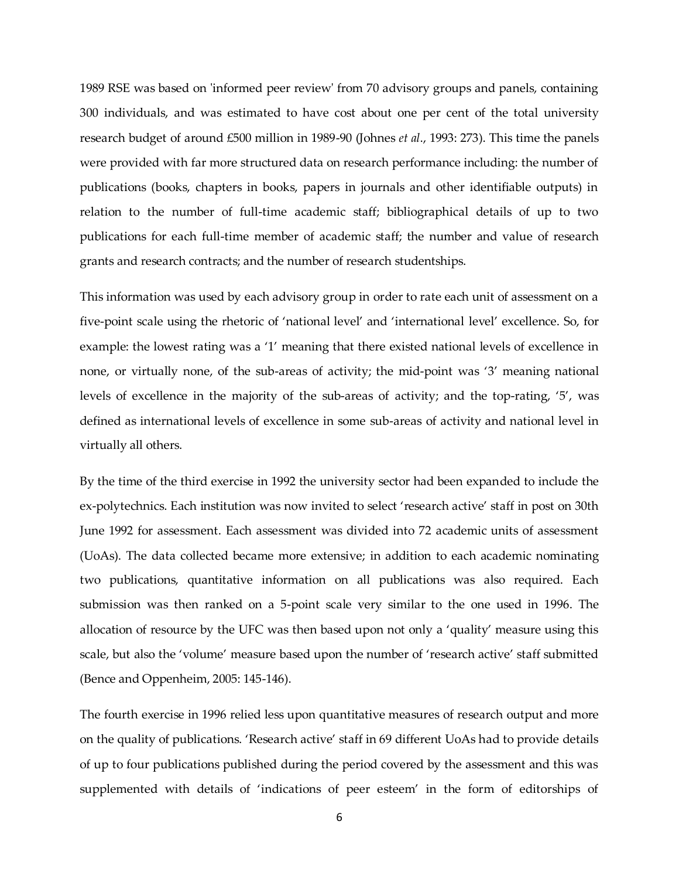1989 RSE was based on 'informed peer review' from 70 advisory groups and panels, containing 300 individuals, and was estimated to have cost about one per cent of the total university research budget of around £500 million in 1989-90 (Johnes *et al*., 1993: 273). This time the panels were provided with far more structured data on research performance including: the number of publications (books, chapters in books, papers in journals and other identifiable outputs) in relation to the number of full-time academic staff; bibliographical details of up to two publications for each full-time member of academic staff; the number and value of research grants and research contracts; and the number of research studentships.

This information was used by each advisory group in order to rate each unit of assessment on a five-point scale using the rhetoric of 'national level' and 'international level' excellence. So, for example: the lowest rating was a '1' meaning that there existed national levels of excellence in none, or virtually none, of the sub-areas of activity; the mid-point was '3' meaning national levels of excellence in the majority of the sub-areas of activity; and the top-rating, '5', was defined as international levels of excellence in some sub-areas of activity and national level in virtually all others.

By the time of the third exercise in 1992 the university sector had been expanded to include the ex-polytechnics. Each institution was now invited to select 'research active' staff in post on 30th June 1992 for assessment. Each assessment was divided into 72 academic units of assessment (UoAs). The data collected became more extensive; in addition to each academic nominating two publications, quantitative information on all publications was also required. Each submission was then ranked on a 5-point scale very similar to the one used in 1996. The allocation of resource by the UFC was then based upon not only a 'quality' measure using this scale, but also the 'volume' measure based upon the number of 'research active' staff submitted (Bence and Oppenheim, 2005: 145-146).

The fourth exercise in 1996 relied less upon quantitative measures of research output and more on the quality of publications. 'Research active' staff in 69 different UoAs had to provide details of up to four publications published during the period covered by the assessment and this was supplemented with details of 'indications of peer esteem' in the form of editorships of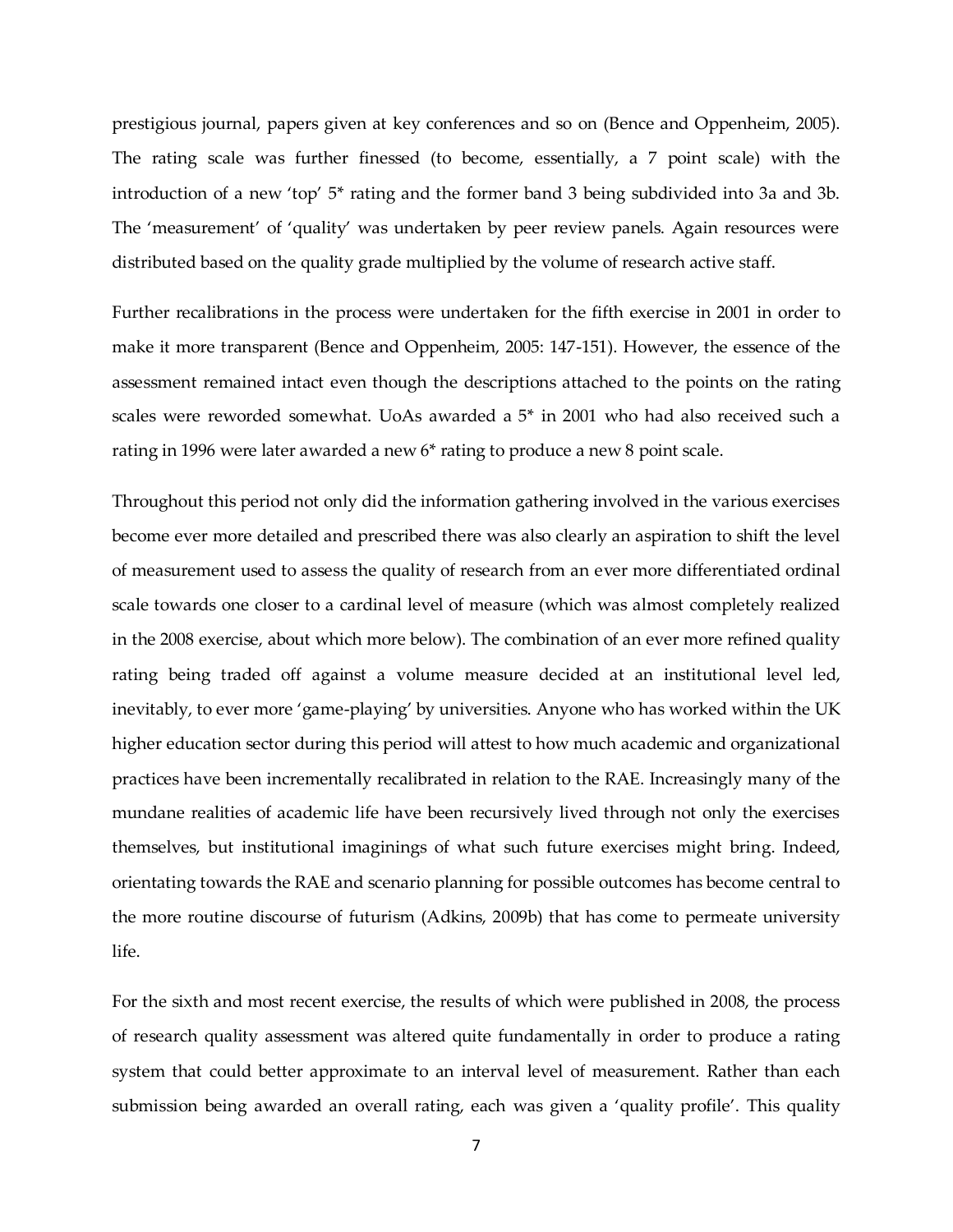prestigious journal, papers given at key conferences and so on (Bence and Oppenheim, 2005). The rating scale was further finessed (to become, essentially, a 7 point scale) with the introduction of a new 'top' 5* rating and the former band 3 being subdivided into 3a and 3b. The 'measurement' of 'quality' was undertaken by peer review panels. Again resources were distributed based on the quality grade multiplied by the volume of research active staff.

Further recalibrations in the process were undertaken for the fifth exercise in 2001 in order to make it more transparent (Bence and Oppenheim, 2005: 147-151). However, the essence of the assessment remained intact even though the descriptions attached to the points on the rating scales were reworded somewhat. UoAs awarded a 5* in 2001 who had also received such a rating in 1996 were later awarded a new 6* rating to produce a new 8 point scale.

Throughout this period not only did the information gathering involved in the various exercises become ever more detailed and prescribed there was also clearly an aspiration to shift the level of measurement used to assess the quality of research from an ever more differentiated ordinal scale towards one closer to a cardinal level of measure (which was almost completely realized in the 2008 exercise, about which more below). The combination of an ever more refined quality rating being traded off against a volume measure decided at an institutional level led, inevitably, to ever more 'game-playing' by universities. Anyone who has worked within the UK higher education sector during this period will attest to how much academic and organizational practices have been incrementally recalibrated in relation to the RAE. Increasingly many of the mundane realities of academic life have been recursively lived through not only the exercises themselves, but institutional imaginings of what such future exercises might bring. Indeed, orientating towards the RAE and scenario planning for possible outcomes has become central to the more routine discourse of futurism (Adkins, 2009b) that has come to permeate university life.

For the sixth and most recent exercise, the results of which were published in 2008, the process of research quality assessment was altered quite fundamentally in order to produce a rating system that could better approximate to an interval level of measurement. Rather than each submission being awarded an overall rating, each was given a 'quality profile'. This quality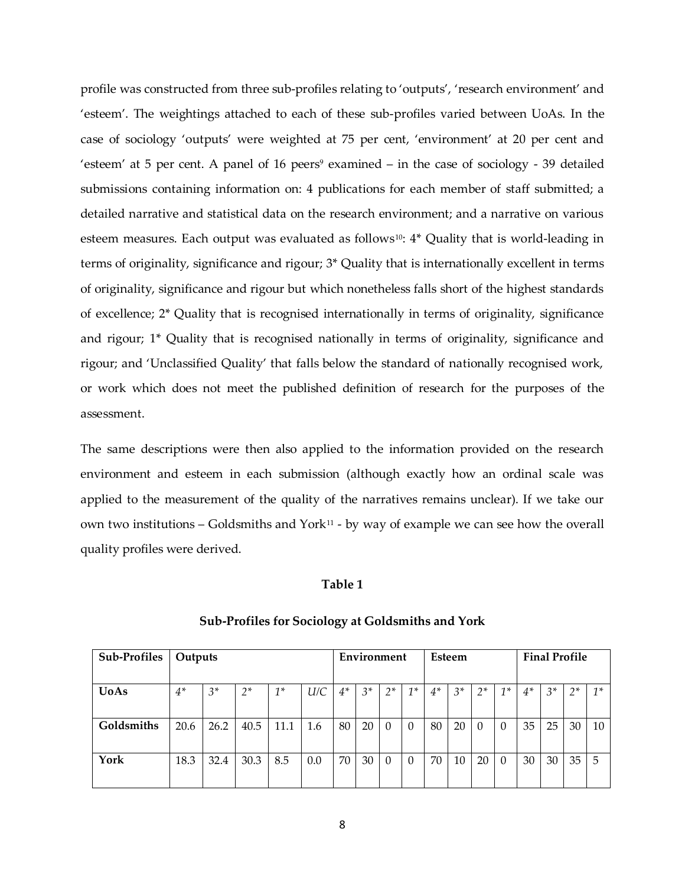profile was constructed from three sub-profiles relating to 'outputs', 'research environment' and 'esteem'. The weightings attached to each of these sub-profiles varied between UoAs. In the case of sociology 'outputs' were weighted at 75 per cent, 'environment' at 20 per cent and 'esteem' at 5 per cent. A panel of 16 peers[9] examined – in the case of sociology - 39 detailed submissions containing information on: 4 publications for each member of staff submitted; a detailed narrative and statistical data on the research environment; and a narrative on various esteem measures. Each output was evaluated as follows[10]: 4* Quality that is world-leading in terms of originality, significance and rigour; 3* Quality that is internationally excellent in terms of originality, significance and rigour but which nonetheless falls short of the highest standards of excellence; 2* Quality that is recognised internationally in terms of originality, significance and rigour; 1* Quality that is recognised nationally in terms of originality, significance and rigour; and 'Unclassified Quality' that falls below the standard of nationally recognised work, or work which does not meet the published definition of research for the purposes of the assessment.

The same descriptions were then also applied to the information provided on the research environment and esteem in each submission (although exactly how an ordinal scale was applied to the measurement of the quality of the narratives remains unclear). If we take our own two institutions – Goldsmiths and York[11] - by way of example we can see how the overall quality profiles were derived.

**Table 1**

**Sub-Profiles for Sociology at Goldsmiths and York**

| **Sub-Profiles** | **Outputs** | | | | | **Environment** | | | | **Esteem** | | | | **Final Profile** | | | |
|---|---|---|---|---|---|---|---|---|---|---|---|---|---|---|---|---|---|
| **UoAs** | *4** | *3** | *2** | *1** | *U/C* | *4** | *3** | *2** | *1** | *4** | *3** | *2** | *1** | *4** | *3** | *2** | *1** |
| **Goldsmiths** | 20.6 | 26.2 | 40.5 | 11.1 | 1.6 | 80 | 20 | 0 | 0 | 80 | 20 | 0 | 0 | 35 | 25 | 30 | 10 |
| **York** | 18.3 | 32.4 | 30.3 | 8.5 | 0.0 | 70 | 30 | 0 | 0 | 70 | 10 | 20 | 0 | 30 | 30 | 35 | 5 |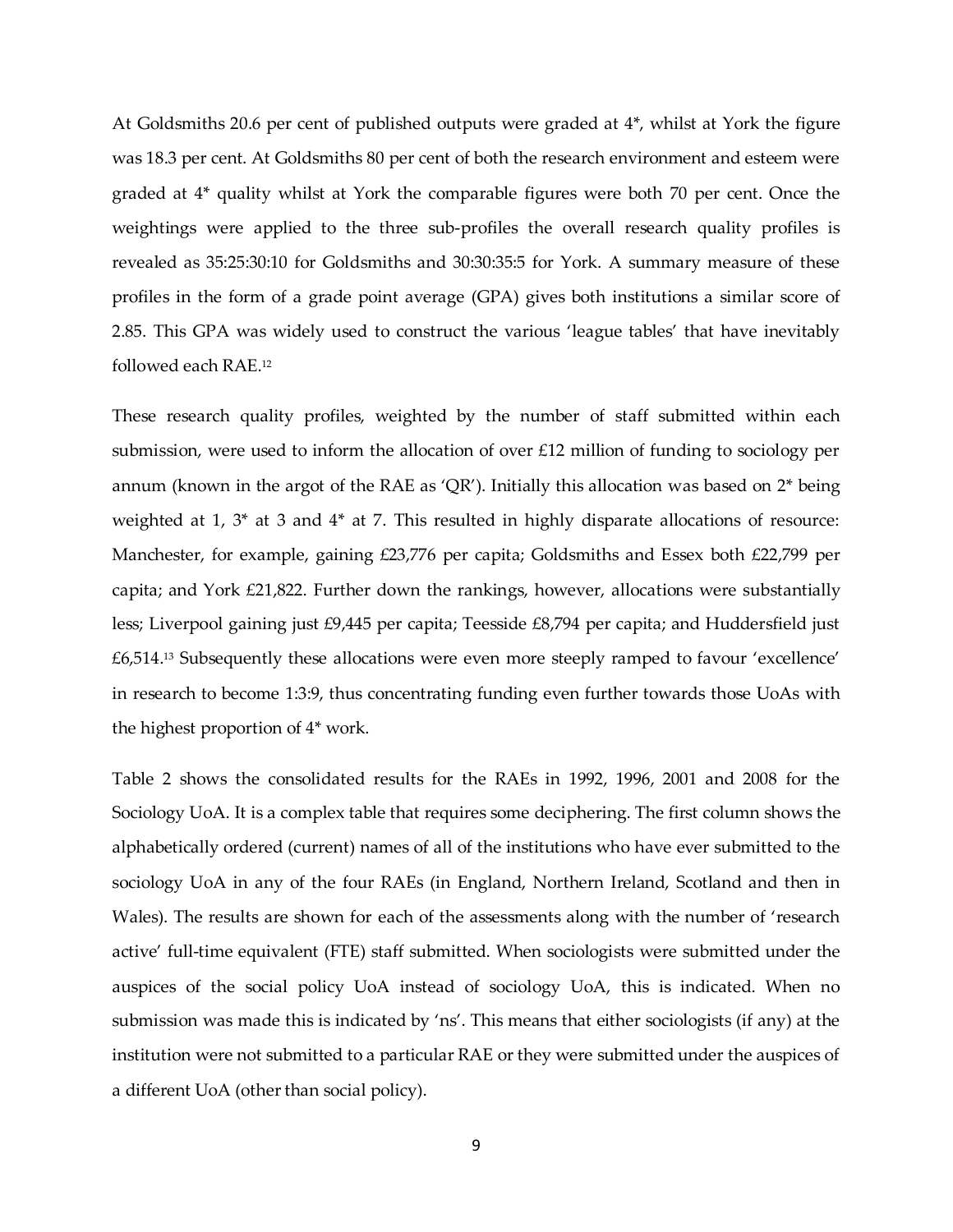At Goldsmiths 20.6 per cent of published outputs were graded at 4*, whilst at York the figure was 18.3 per cent. At Goldsmiths 80 per cent of both the research environment and esteem were graded at 4* quality whilst at York the comparable figures were both 70 per cent. Once the weightings were applied to the three sub-profiles the overall research quality profiles is revealed as 35:25:30:10 for Goldsmiths and 30:30:35:5 for York. A summary measure of these profiles in the form of a grade point average (GPA) gives both institutions a similar score of 2.85. This GPA was widely used to construct the various 'league tables' that have inevitably followed each RAE.[12]

These research quality profiles, weighted by the number of staff submitted within each submission, were used to inform the allocation of over £12 million of funding to sociology per annum (known in the argot of the RAE as 'QR'). Initially this allocation was based on 2* being weighted at 1, 3* at 3 and 4* at 7. This resulted in highly disparate allocations of resource: Manchester, for example, gaining £23,776 per capita; Goldsmiths and Essex both £22,799 per capita; and York £21,822. Further down the rankings, however, allocations were substantially less; Liverpool gaining just £9,445 per capita; Teesside £8,794 per capita; and Huddersfield just £6,514.[13] Subsequently these allocations were even more steeply ramped to favour 'excellence' in research to become 1:3:9, thus concentrating funding even further towards those UoAs with the highest proportion of 4* work.

Table 2 shows the consolidated results for the RAEs in 1992, 1996, 2001 and 2008 for the Sociology UoA. It is a complex table that requires some deciphering. The first column shows the alphabetically ordered (current) names of all of the institutions who have ever submitted to the sociology UoA in any of the four RAEs (in England, Northern Ireland, Scotland and then in Wales). The results are shown for each of the assessments along with the number of 'research active' full-time equivalent (FTE) staff submitted. When sociologists were submitted under the auspices of the social policy UoA instead of sociology UoA, this is indicated. When no submission was made this is indicated by 'ns'. This means that either sociologists (if any) at the institution were not submitted to a particular RAE or they were submitted under the auspices of a different UoA (other than social policy).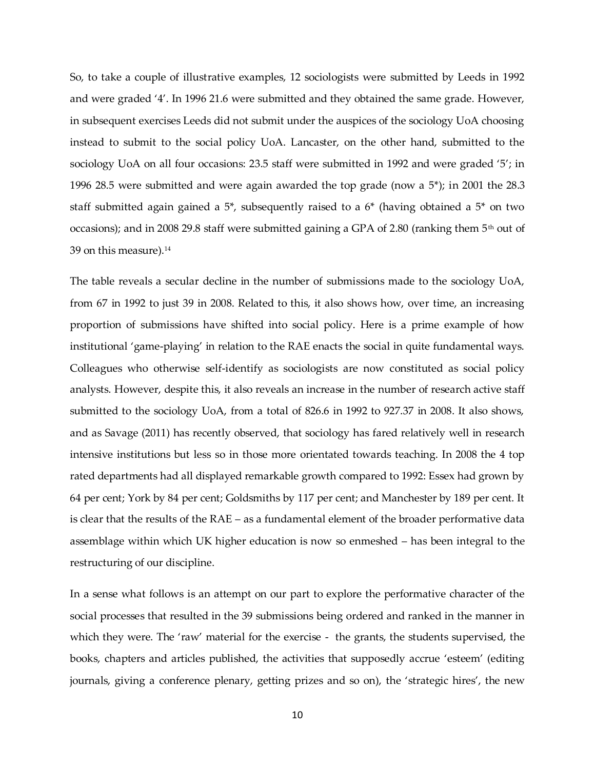So, to take a couple of illustrative examples, 12 sociologists were submitted by Leeds in 1992 and were graded '4'. In 1996 21.6 were submitted and they obtained the same grade. However, in subsequent exercises Leeds did not submit under the auspices of the sociology UoA choosing instead to submit to the social policy UoA. Lancaster, on the other hand, submitted to the sociology UoA on all four occasions: 23.5 staff were submitted in 1992 and were graded '5'; in 1996 28.5 were submitted and were again awarded the top grade (now a 5*); in 2001 the 28.3 staff submitted again gained a 5*, subsequently raised to a 6* (having obtained a 5* on two occasions); and in 2008 29.8 staff were submitted gaining a GPA of 2.80 (ranking them 5th out of 39 on this measure).[14]

The table reveals a secular decline in the number of submissions made to the sociology UoA, from 67 in 1992 to just 39 in 2008. Related to this, it also shows how, over time, an increasing proportion of submissions have shifted into social policy. Here is a prime example of how institutional 'game-playing' in relation to the RAE enacts the social in quite fundamental ways. Colleagues who otherwise self-identify as sociologists are now constituted as social policy analysts. However, despite this, it also reveals an increase in the number of research active staff submitted to the sociology UoA, from a total of 826.6 in 1992 to 927.37 in 2008. It also shows, and as Savage (2011) has recently observed, that sociology has fared relatively well in research intensive institutions but less so in those more orientated towards teaching. In 2008 the 4 top rated departments had all displayed remarkable growth compared to 1992: Essex had grown by 64 per cent; York by 84 per cent; Goldsmiths by 117 per cent; and Manchester by 189 per cent. It is clear that the results of the RAE – as a fundamental element of the broader performative data assemblage within which UK higher education is now so enmeshed – has been integral to the restructuring of our discipline.

In a sense what follows is an attempt on our part to explore the performative character of the social processes that resulted in the 39 submissions being ordered and ranked in the manner in which they were. The 'raw' material for the exercise - the grants, the students supervised, the books, chapters and articles published, the activities that supposedly accrue 'esteem' (editing journals, giving a conference plenary, getting prizes and so on), the 'strategic hires', the new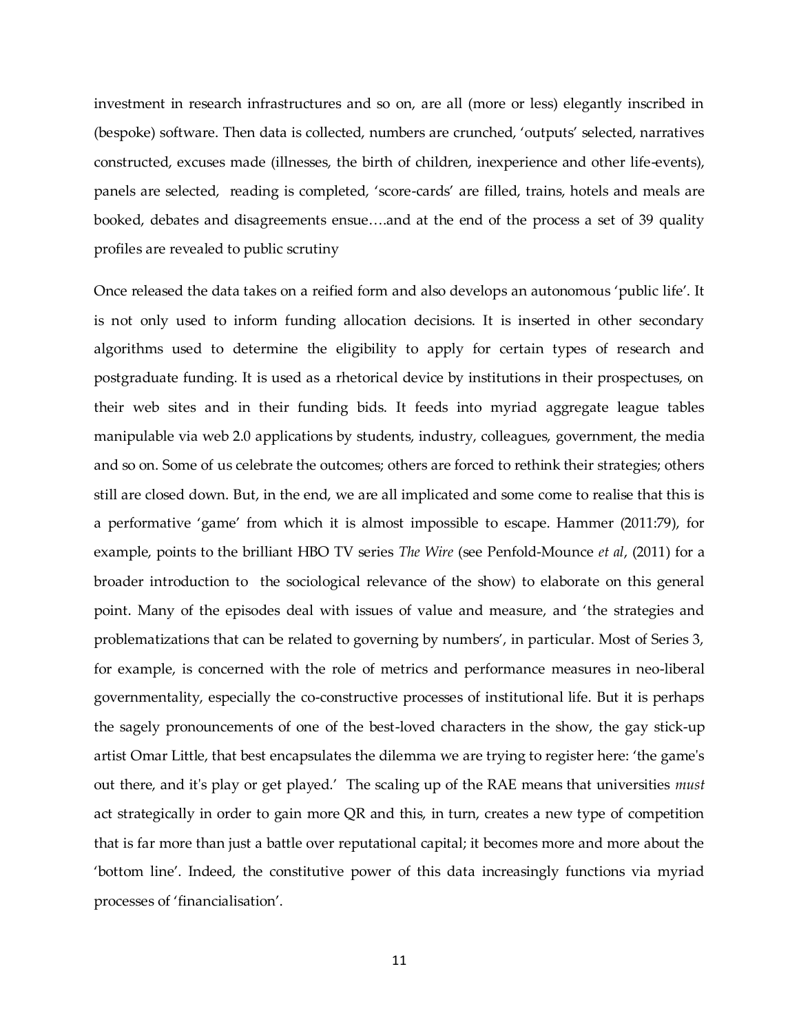investment in research infrastructures and so on, are all (more or less) elegantly inscribed in (bespoke) software. Then data is collected, numbers are crunched, 'outputs' selected, narratives constructed, excuses made (illnesses, the birth of children, inexperience and other life-events), panels are selected, reading is completed, 'score-cards' are filled, trains, hotels and meals are booked, debates and disagreements ensue….and at the end of the process a set of 39 quality profiles are revealed to public scrutiny

Once released the data takes on a reified form and also develops an autonomous 'public life'. It is not only used to inform funding allocation decisions. It is inserted in other secondary algorithms used to determine the eligibility to apply for certain types of research and postgraduate funding. It is used as a rhetorical device by institutions in their prospectuses, on their web sites and in their funding bids. It feeds into myriad aggregate league tables manipulable via web 2.0 applications by students, industry, colleagues, government, the media and so on. Some of us celebrate the outcomes; others are forced to rethink their strategies; others still are closed down. But, in the end, we are all implicated and some come to realise that this is a performative 'game' from which it is almost impossible to escape. Hammer (2011:79), for example, points to the brilliant HBO TV series *The Wire* (see Penfold-Mounce *et al*, (2011) for a broader introduction to the sociological relevance of the show) to elaborate on this general point. Many of the episodes deal with issues of value and measure, and 'the strategies and problematizations that can be related to governing by numbers', in particular. Most of Series 3, for example, is concerned with the role of metrics and performance measures in neo-liberal governmentality, especially the co-constructive processes of institutional life. But it is perhaps the sagely pronouncements of one of the best-loved characters in the show, the gay stick-up artist Omar Little, that best encapsulates the dilemma we are trying to register here: 'the game's out there, and it's play or get played.' The scaling up of the RAE means that universities *must* act strategically in order to gain more QR and this, in turn, creates a new type of competition that is far more than just a battle over reputational capital; it becomes more and more about the 'bottom line'. Indeed, the constitutive power of this data increasingly functions via myriad processes of 'financialisation'.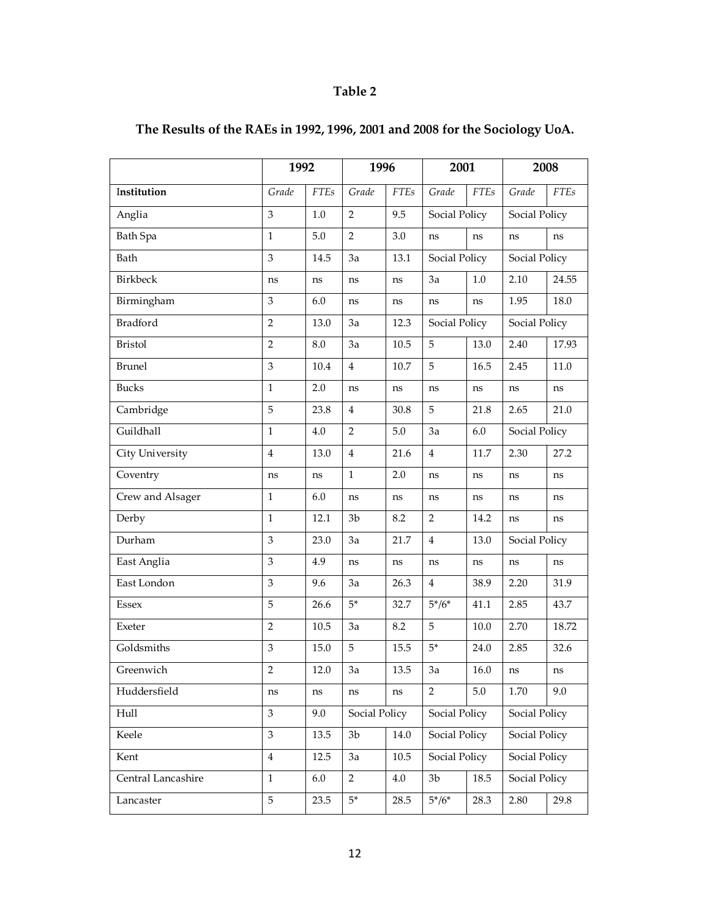# Table 2

## The Results of the RAEs in 1992, 1996, 2001 and 2008 for the Sociology UoA.

| | 1992 | | 1996 | | 2001 | | 2008 | |
|---|---|---|---|---|---|---|---|---|
| **Institution** | *Grade* | *FTEs* | *Grade* | *FTEs* | *Grade* | *FTEs* | *Grade* | *FTEs* |
| Anglia | 3 | 1.0 | 2 | 9.5 | Social Policy | | Social Policy | |
| Bath Spa | 1 | 5.0 | 2 | 3.0 | ns | ns | ns | ns |
| Bath | 3 | 14.5 | 3a | 13.1 | Social Policy | | Social Policy | |
| Birkbeck | ns | ns | ns | ns | 3a | 1.0 | 2.10 | 24.55 |
| Birmingham | 3 | 6.0 | ns | ns | ns | ns | 1.95 | 18.0 |
| Bradford | 2 | 13.0 | 3a | 12.3 | Social Policy | | Social Policy | |
| Bristol | 2 | 8.0 | 3a | 10.5 | 5 | 13.0 | 2.40 | 17.93 |
| Brunel | 3 | 10.4 | 4 | 10.7 | 5 | 16.5 | 2.45 | 11.0 |
| Bucks | 1 | 2.0 | ns | ns | ns | ns | ns | ns |
| Cambridge | 5 | 23.8 | 4 | 30.8 | 5 | 21.8 | 2.65 | 21.0 |
| Guildhall | 1 | 4.0 | 2 | 5.0 | 3a | 6.0 | Social Policy | |
| City University | 4 | 13.0 | 4 | 21.6 | 4 | 11.7 | 2.30 | 27.2 |
| Coventry | ns | ns | 1 | 2.0 | ns | ns | ns | ns |
| Crew and Alsager | 1 | 6.0 | ns | ns | ns | ns | ns | ns |
| Derby | 1 | 12.1 | 3b | 8.2 | 2 | 14.2 | ns | ns |
| Durham | 3 | 23.0 | 3a | 21.7 | 4 | 13.0 | Social Policy | |
| East Anglia | 3 | 4.9 | ns | ns | ns | ns | ns | ns |
| East London | 3 | 9.6 | 3a | 26.3 | 4 | 38.9 | 2.20 | 31.9 |
| Essex | 5 | 26.6 | 5* | 32.7 | 5*/6* | 41.1 | 2.85 | 43.7 |
| Exeter | 2 | 10.5 | 3a | 8.2 | 5 | 10.0 | 2.70 | 18.72 |
| Goldsmiths | 3 | 15.0 | 5 | 15.5 | 5* | 24.0 | 2.85 | 32.6 |
| Greenwich | 2 | 12.0 | 3a | 13.5 | 3a | 16.0 | ns | ns |
| Huddersfield | ns | ns | ns | ns | 2 | 5.0 | 1.70 | 9.0 |
| Hull | 3 | 9.0 | Social Policy | | Social Policy | | Social Policy | |
| Keele | 3 | 13.5 | 3b | 14.0 | Social Policy | | Social Policy | |
| Kent | 4 | 12.5 | 3a | 10.5 | Social Policy | | Social Policy | |
| Central Lancashire | 1 | 6.0 | 2 | 4.0 | 3b | 18.5 | Social Policy | |
| Lancaster | 5 | 23.5 | 5* | 28.5 | 5*/6* | 28.3 | 2.80 | 29.8 |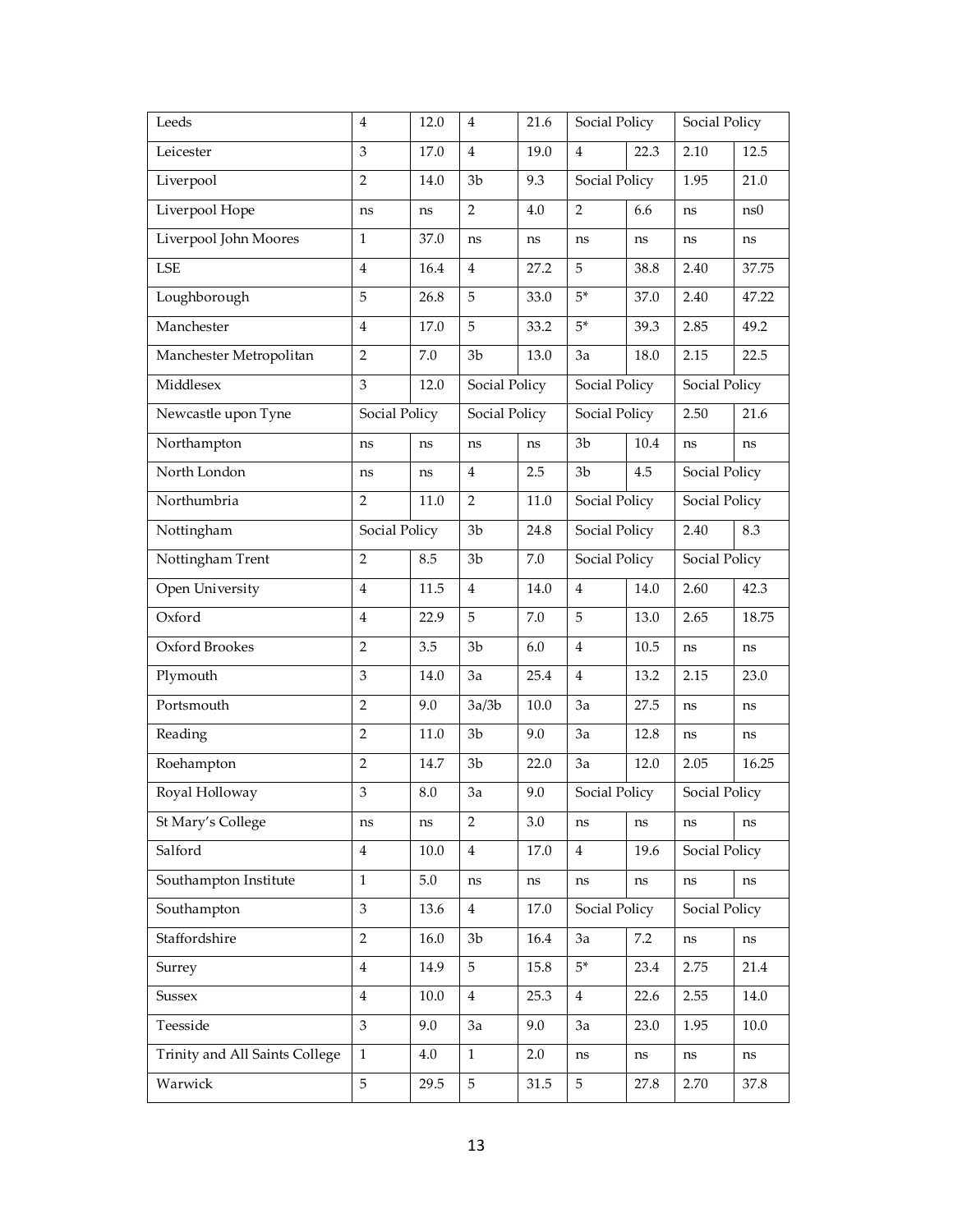| | | | | | | | | |
|---|---|---|---|---|---|---|---|---|
| Leeds | 4 | 12.0 | 4 | 21.6 | Social Policy | | Social Policy | |
| Leicester | 3 | 17.0 | 4 | 19.0 | 4 | 22.3 | 2.10 | 12.5 |
| Liverpool | 2 | 14.0 | 3b | 9.3 | Social Policy | | 1.95 | 21.0 |
| Liverpool Hope | ns | ns | 2 | 4.0 | 2 | 6.6 | ns | ns0 |
| Liverpool John Moores | 1 | 37.0 | ns | ns | ns | ns | ns | ns |
| LSE | 4 | 16.4 | 4 | 27.2 | 5 | 38.8 | 2.40 | 37.75 |
| Loughborough | 5 | 26.8 | 5 | 33.0 | 5* | 37.0 | 2.40 | 47.22 |
| Manchester | 4 | 17.0 | 5 | 33.2 | 5* | 39.3 | 2.85 | 49.2 |
| Manchester Metropolitan | 2 | 7.0 | 3b | 13.0 | 3a | 18.0 | 2.15 | 22.5 |
| Middlesex | 3 | 12.0 | Social Policy | | Social Policy | | Social Policy | |
| Newcastle upon Tyne | Social Policy | | Social Policy | | Social Policy | | 2.50 | 21.6 |
| Northampton | ns | ns | ns | ns | 3b | 10.4 | ns | ns |
| North London | ns | ns | 4 | 2.5 | 3b | 4.5 | Social Policy | |
| Northumbria | 2 | 11.0 | 2 | 11.0 | Social Policy | | Social Policy | |
| Nottingham | Social Policy | | 3b | 24.8 | Social Policy | | 2.40 | 8.3 |
| Nottingham Trent | 2 | 8.5 | 3b | 7.0 | Social Policy | | Social Policy | |
| Open University | 4 | 11.5 | 4 | 14.0 | 4 | 14.0 | 2.60 | 42.3 |
| Oxford | 4 | 22.9 | 5 | 7.0 | 5 | 13.0 | 2.65 | 18.75 |
| Oxford Brookes | 2 | 3.5 | 3b | 6.0 | 4 | 10.5 | ns | ns |
| Plymouth | 3 | 14.0 | 3a | 25.4 | 4 | 13.2 | 2.15 | 23.0 |
| Portsmouth | 2 | 9.0 | 3a/3b | 10.0 | 3a | 27.5 | ns | ns |
| Reading | 2 | 11.0 | 3b | 9.0 | 3a | 12.8 | ns | ns |
| Roehampton | 2 | 14.7 | 3b | 22.0 | 3a | 12.0 | 2.05 | 16.25 |
| Royal Holloway | 3 | 8.0 | 3a | 9.0 | Social Policy | | Social Policy | |
| St Mary's College | ns | ns | 2 | 3.0 | ns | ns | ns | ns |
| Salford | 4 | 10.0 | 4 | 17.0 | 4 | 19.6 | Social Policy | |
| Southampton Institute | 1 | 5.0 | ns | ns | ns | ns | ns | ns |
| Southampton | 3 | 13.6 | 4 | 17.0 | Social Policy | | Social Policy | |
| Staffordshire | 2 | 16.0 | 3b | 16.4 | 3a | 7.2 | ns | ns |
| Surrey | 4 | 14.9 | 5 | 15.8 | 5* | 23.4 | 2.75 | 21.4 |
| Sussex | 4 | 10.0 | 4 | 25.3 | 4 | 22.6 | 2.55 | 14.0 |
| Teesside | 3 | 9.0 | 3a | 9.0 | 3a | 23.0 | 1.95 | 10.0 |
| Trinity and All Saints College | 1 | 4.0 | 1 | 2.0 | ns | ns | ns | ns |
| Warwick | 5 | 29.5 | 5 | 31.5 | 5 | 27.8 | 2.70 | 37.8 |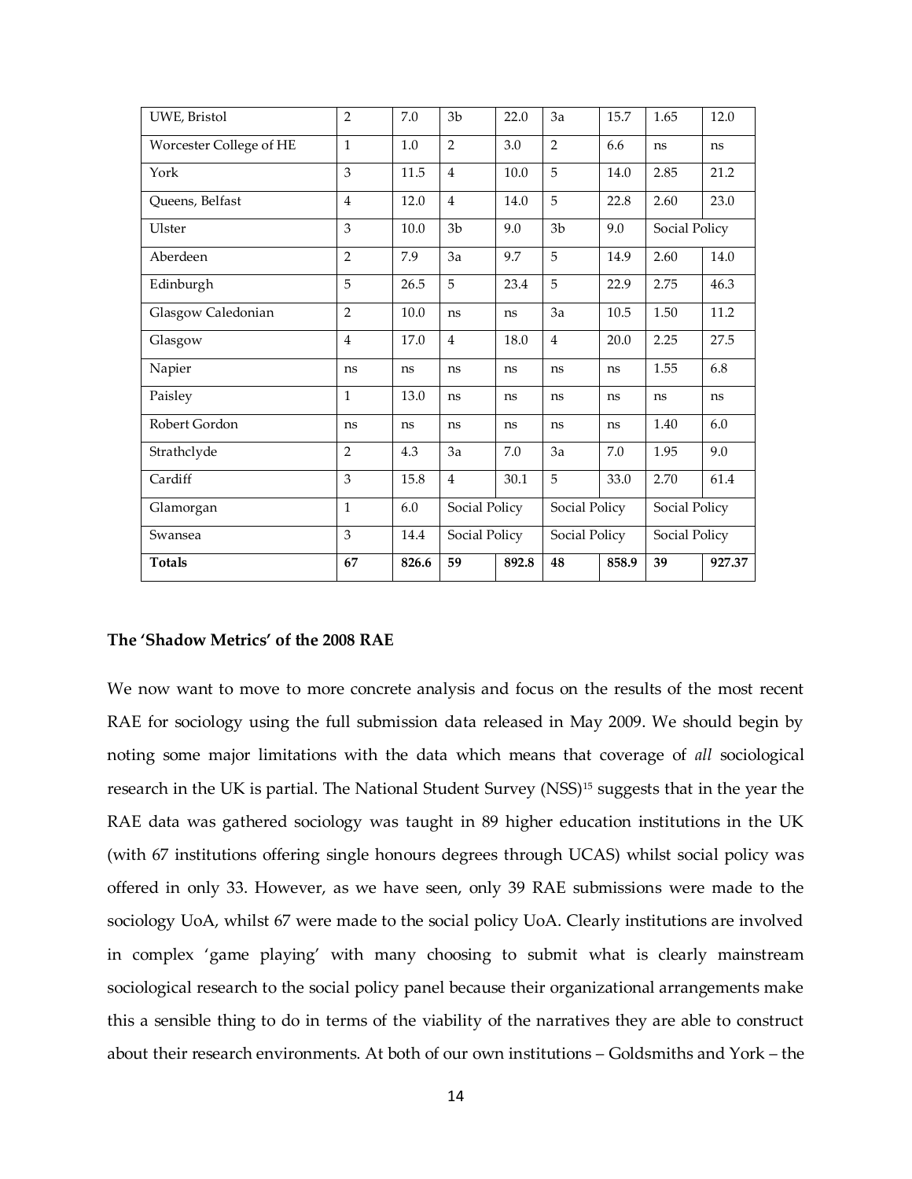| | | | | | | | | |
|---|---|---|---|---|---|---|---|---|
| UWE, Bristol | 2 | 7.0 | 3b | 22.0 | 3a | 15.7 | 1.65 | 12.0 |
| Worcester College of HE | 1 | 1.0 | 2 | 3.0 | 2 | 6.6 | ns | ns |
| York | 3 | 11.5 | 4 | 10.0 | 5 | 14.0 | 2.85 | 21.2 |
| Queens, Belfast | 4 | 12.0 | 4 | 14.0 | 5 | 22.8 | 2.60 | 23.0 |
| Ulster | 3 | 10.0 | 3b | 9.0 | 3b | 9.0 | Social Policy | |
| Aberdeen | 2 | 7.9 | 3a | 9.7 | 5 | 14.9 | 2.60 | 14.0 |
| Edinburgh | 5 | 26.5 | 5 | 23.4 | 5 | 22.9 | 2.75 | 46.3 |
| Glasgow Caledonian | 2 | 10.0 | ns | ns | 3a | 10.5 | 1.50 | 11.2 |
| Glasgow | 4 | 17.0 | 4 | 18.0 | 4 | 20.0 | 2.25 | 27.5 |
| Napier | ns | ns | ns | ns | ns | ns | 1.55 | 6.8 |
| Paisley | 1 | 13.0 | ns | ns | ns | ns | ns | ns |
| Robert Gordon | ns | ns | ns | ns | ns | ns | 1.40 | 6.0 |
| Strathclyde | 2 | 4.3 | 3a | 7.0 | 3a | 7.0 | 1.95 | 9.0 |
| Cardiff | 3 | 15.8 | 4 | 30.1 | 5 | 33.0 | 2.70 | 61.4 |
| Glamorgan | 1 | 6.0 | Social Policy | | Social Policy | | Social Policy | |
| Swansea | 3 | 14.4 | Social Policy | | Social Policy | | Social Policy | |
| **Totals** | **67** | **826.6** | **59** | **892.8** | **48** | **858.9** | **39** | **927.37** |

### The 'Shadow Metrics' of the 2008 RAE

We now want to move to more concrete analysis and focus on the results of the most recent RAE for sociology using the full submission data released in May 2009. We should begin by noting some major limitations with the data which means that coverage of *all* sociological research in the UK is partial. The National Student Survey (NSS)[15] suggests that in the year the RAE data was gathered sociology was taught in 89 higher education institutions in the UK (with 67 institutions offering single honours degrees through UCAS) whilst social policy was offered in only 33. However, as we have seen, only 39 RAE submissions were made to the sociology UoA, whilst 67 were made to the social policy UoA. Clearly institutions are involved in complex 'game playing' with many choosing to submit what is clearly mainstream sociological research to the social policy panel because their organizational arrangements make this a sensible thing to do in terms of the viability of the narratives they are able to construct about their research environments. At both of our own institutions – Goldsmiths and York – the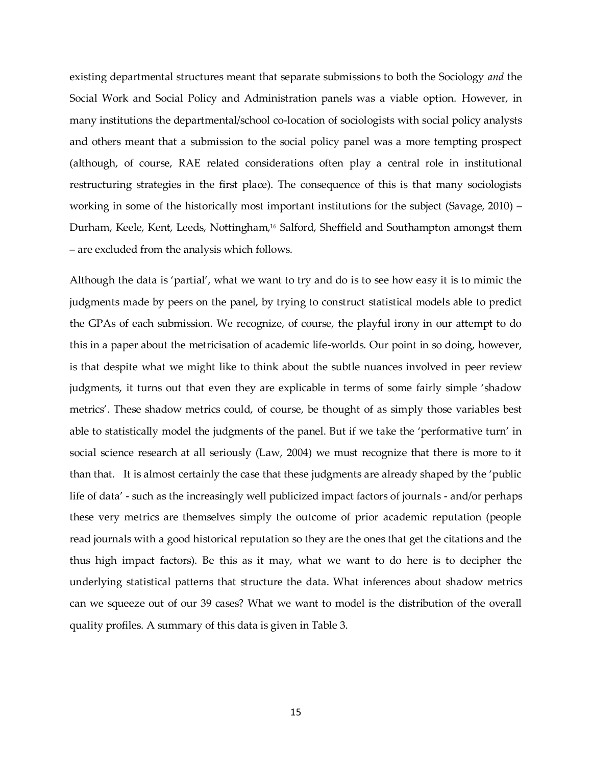existing departmental structures meant that separate submissions to both the Sociology *and* the Social Work and Social Policy and Administration panels was a viable option. However, in many institutions the departmental/school co-location of sociologists with social policy analysts and others meant that a submission to the social policy panel was a more tempting prospect (although, of course, RAE related considerations often play a central role in institutional restructuring strategies in the first place). The consequence of this is that many sociologists working in some of the historically most important institutions for the subject (Savage, 2010) – Durham, Keele, Kent, Leeds, Nottingham,[16] Salford, Sheffield and Southampton amongst them – are excluded from the analysis which follows.

Although the data is 'partial', what we want to try and do is to see how easy it is to mimic the judgments made by peers on the panel, by trying to construct statistical models able to predict the GPAs of each submission. We recognize, of course, the playful irony in our attempt to do this in a paper about the metricisation of academic life-worlds. Our point in so doing, however, is that despite what we might like to think about the subtle nuances involved in peer review judgments, it turns out that even they are explicable in terms of some fairly simple 'shadow metrics'. These shadow metrics could, of course, be thought of as simply those variables best able to statistically model the judgments of the panel. But if we take the 'performative turn' in social science research at all seriously (Law, 2004) we must recognize that there is more to it than that. It is almost certainly the case that these judgments are already shaped by the 'public life of data' - such as the increasingly well publicized impact factors of journals - and/or perhaps these very metrics are themselves simply the outcome of prior academic reputation (people read journals with a good historical reputation so they are the ones that get the citations and the thus high impact factors). Be this as it may, what we want to do here is to decipher the underlying statistical patterns that structure the data. What inferences about shadow metrics can we squeeze out of our 39 cases? What we want to model is the distribution of the overall quality profiles. A summary of this data is given in Table 3.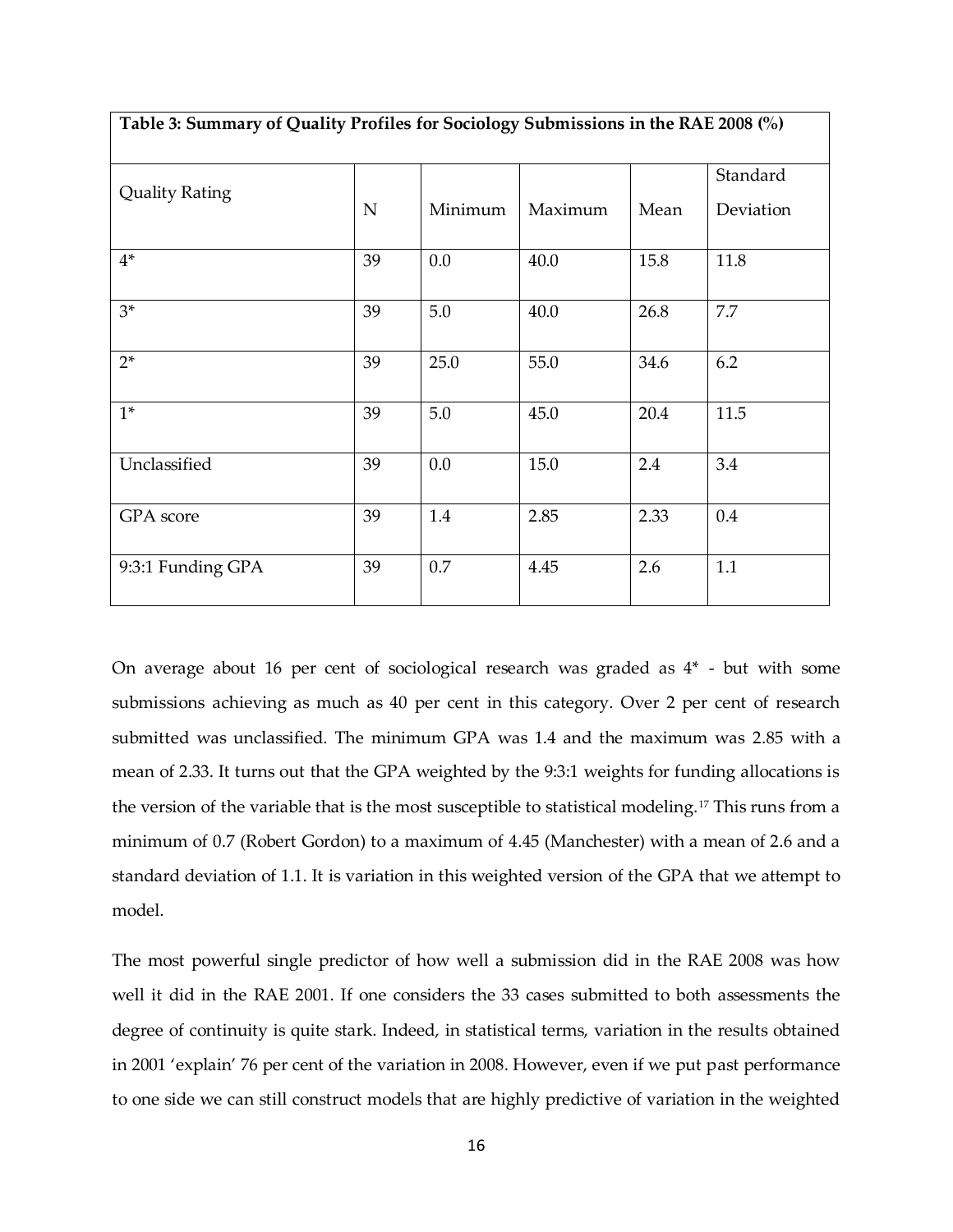| Table 3: Summary of Quality Profiles for Sociology Submissions in the RAE 2008 (%) | | | | | |
|---|---|---|---|---|---|
| Quality Rating | N | Minimum | Maximum | Mean | Standard Deviation |
| 4* | 39 | 0.0 | 40.0 | 15.8 | 11.8 |
| 3* | 39 | 5.0 | 40.0 | 26.8 | 7.7 |
| 2* | 39 | 25.0 | 55.0 | 34.6 | 6.2 |
| 1* | 39 | 5.0 | 45.0 | 20.4 | 11.5 |
| Unclassified | 39 | 0.0 | 15.0 | 2.4 | 3.4 |
| GPA score | 39 | 1.4 | 2.85 | 2.33 | 0.4 |
| 9:3:1 Funding GPA | 39 | 0.7 | 4.45 | 2.6 | 1.1 |

On average about 16 per cent of sociological research was graded as 4* - but with some submissions achieving as much as 40 per cent in this category. Over 2 per cent of research submitted was unclassified. The minimum GPA was 1.4 and the maximum was 2.85 with a mean of 2.33. It turns out that the GPA weighted by the 9:3:1 weights for funding allocations is the version of the variable that is the most susceptible to statistical modeling.[17] This runs from a minimum of 0.7 (Robert Gordon) to a maximum of 4.45 (Manchester) with a mean of 2.6 and a standard deviation of 1.1. It is variation in this weighted version of the GPA that we attempt to model.

The most powerful single predictor of how well a submission did in the RAE 2008 was how well it did in the RAE 2001. If one considers the 33 cases submitted to both assessments the degree of continuity is quite stark. Indeed, in statistical terms, variation in the results obtained in 2001 'explain' 76 per cent of the variation in 2008. However, even if we put past performance to one side we can still construct models that are highly predictive of variation in the weighted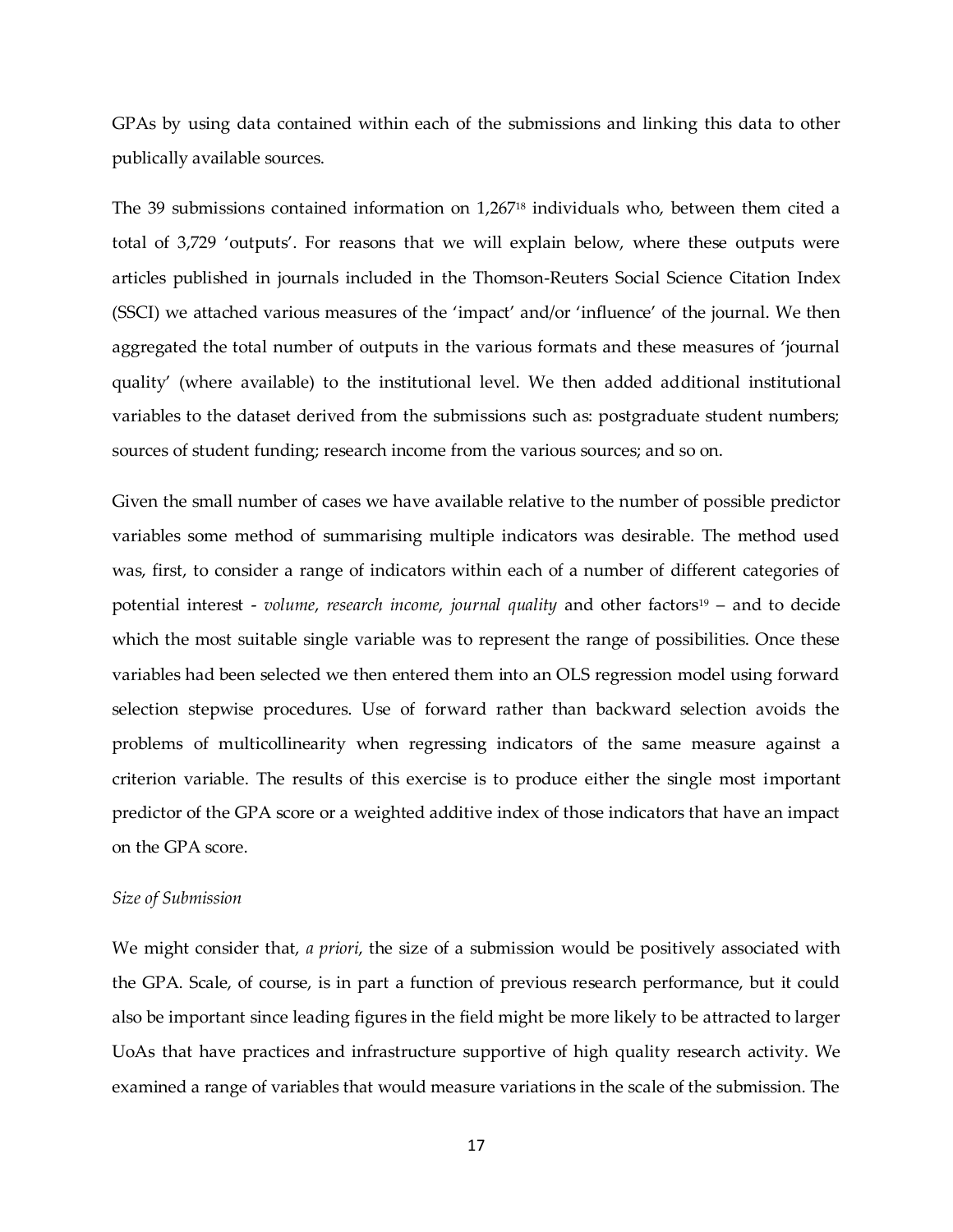GPAs by using data contained within each of the submissions and linking this data to other publically available sources.

The 39 submissions contained information on 1,267[18] individuals who, between them cited a total of 3,729 'outputs'. For reasons that we will explain below, where these outputs were articles published in journals included in the Thomson-Reuters Social Science Citation Index (SSCI) we attached various measures of the 'impact' and/or 'influence' of the journal. We then aggregated the total number of outputs in the various formats and these measures of 'journal quality' (where available) to the institutional level. We then added additional institutional variables to the dataset derived from the submissions such as: postgraduate student numbers; sources of student funding; research income from the various sources; and so on.

Given the small number of cases we have available relative to the number of possible predictor variables some method of summarising multiple indicators was desirable. The method used was, first, to consider a range of indicators within each of a number of different categories of potential interest - *volume*, *research income*, *journal quality* and other factors[19] – and to decide which the most suitable single variable was to represent the range of possibilities. Once these variables had been selected we then entered them into an OLS regression model using forward selection stepwise procedures. Use of forward rather than backward selection avoids the problems of multicollinearity when regressing indicators of the same measure against a criterion variable. The results of this exercise is to produce either the single most important predictor of the GPA score or a weighted additive index of those indicators that have an impact on the GPA score.

*Size of Submission*

We might consider that, *a priori*, the size of a submission would be positively associated with the GPA. Scale, of course, is in part a function of previous research performance, but it could also be important since leading figures in the field might be more likely to be attracted to larger UoAs that have practices and infrastructure supportive of high quality research activity. We examined a range of variables that would measure variations in the scale of the submission. The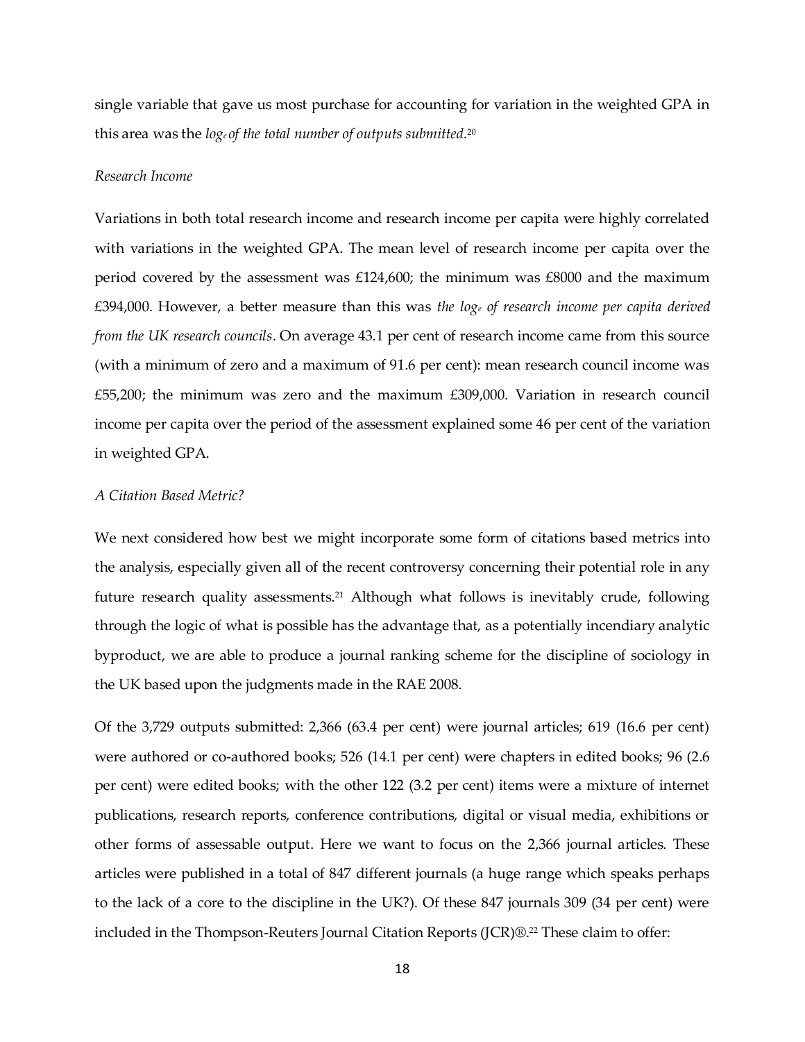single variable that gave us most purchase for accounting for variation in the weighted GPA in this area was the *log$_e$ of the total number of outputs submitted*.[20]

*Research Income*

Variations in both total research income and research income per capita were highly correlated with variations in the weighted GPA. The mean level of research income per capita over the period covered by the assessment was £124,600; the minimum was £8000 and the maximum £394,000. However, a better measure than this was *the log$_e$ of research income per capita derived from the UK research councils*. On average 43.1 per cent of research income came from this source (with a minimum of zero and a maximum of 91.6 per cent): mean research council income was £55,200; the minimum was zero and the maximum £309,000. Variation in research council income per capita over the period of the assessment explained some 46 per cent of the variation in weighted GPA.

*A Citation Based Metric?*

We next considered how best we might incorporate some form of citations based metrics into the analysis, especially given all of the recent controversy concerning their potential role in any future research quality assessments.[21] Although what follows is inevitably crude, following through the logic of what is possible has the advantage that, as a potentially incendiary analytic byproduct, we are able to produce a journal ranking scheme for the discipline of sociology in the UK based upon the judgments made in the RAE 2008.

Of the 3,729 outputs submitted: 2,366 (63.4 per cent) were journal articles; 619 (16.6 per cent) were authored or co-authored books; 526 (14.1 per cent) were chapters in edited books; 96 (2.6 per cent) were edited books; with the other 122 (3.2 per cent) items were a mixture of internet publications, research reports, conference contributions, digital or visual media, exhibitions or other forms of assessable output. Here we want to focus on the 2,366 journal articles. These articles were published in a total of 847 different journals (a huge range which speaks perhaps to the lack of a core to the discipline in the UK?). Of these 847 journals 309 (34 per cent) were included in the Thompson-Reuters Journal Citation Reports (JCR)®.[22] These claim to offer: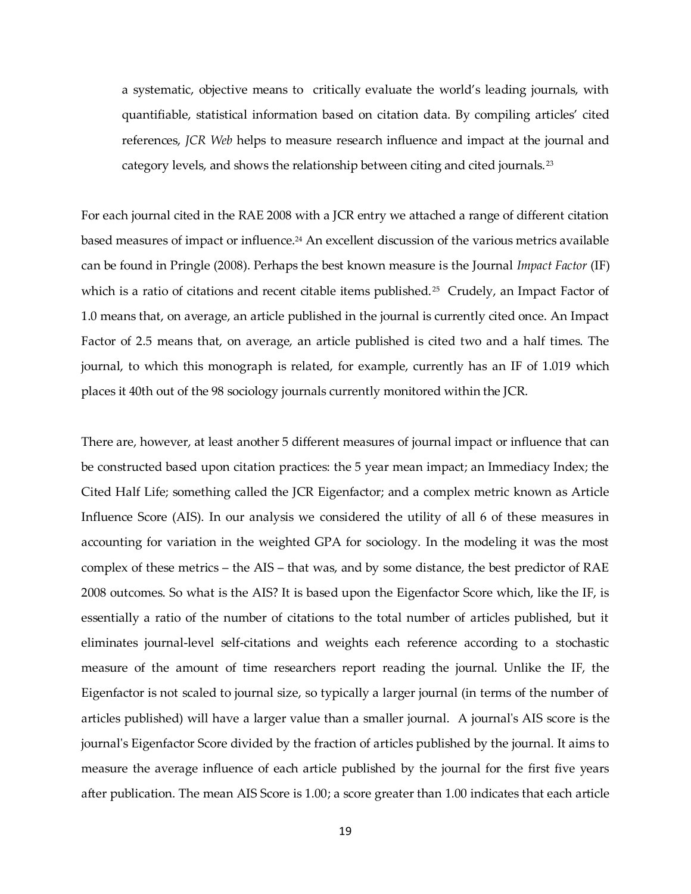> a systematic, objective means to critically evaluate the world's leading journals, with quantifiable, statistical information based on citation data. By compiling articles' cited references, *JCR Web* helps to measure research influence and impact at the journal and category levels, and shows the relationship between citing and cited journals.[23]

For each journal cited in the RAE 2008 with a JCR entry we attached a range of different citation based measures of impact or influence.[24] An excellent discussion of the various metrics available can be found in Pringle (2008). Perhaps the best known measure is the Journal *Impact Factor* (IF) which is a ratio of citations and recent citable items published.[25] Crudely, an Impact Factor of 1.0 means that, on average, an article published in the journal is currently cited once. An Impact Factor of 2.5 means that, on average, an article published is cited two and a half times. The journal, to which this monograph is related, for example, currently has an IF of 1.019 which places it 40th out of the 98 sociology journals currently monitored within the JCR.

There are, however, at least another 5 different measures of journal impact or influence that can be constructed based upon citation practices: the 5 year mean impact; an Immediacy Index; the Cited Half Life; something called the JCR Eigenfactor; and a complex metric known as Article Influence Score (AIS). In our analysis we considered the utility of all 6 of these measures in accounting for variation in the weighted GPA for sociology. In the modeling it was the most complex of these metrics – the AIS – that was, and by some distance, the best predictor of RAE 2008 outcomes. So what is the AIS? It is based upon the Eigenfactor Score which, like the IF, is essentially a ratio of the number of citations to the total number of articles published, but it eliminates journal-level self-citations and weights each reference according to a stochastic measure of the amount of time researchers report reading the journal. Unlike the IF, the Eigenfactor is not scaled to journal size, so typically a larger journal (in terms of the number of articles published) will have a larger value than a smaller journal. A journal's AIS score is the journal's Eigenfactor Score divided by the fraction of articles published by the journal. It aims to measure the average influence of each article published by the journal for the first five years after publication. The mean AIS Score is 1.00; a score greater than 1.00 indicates that each article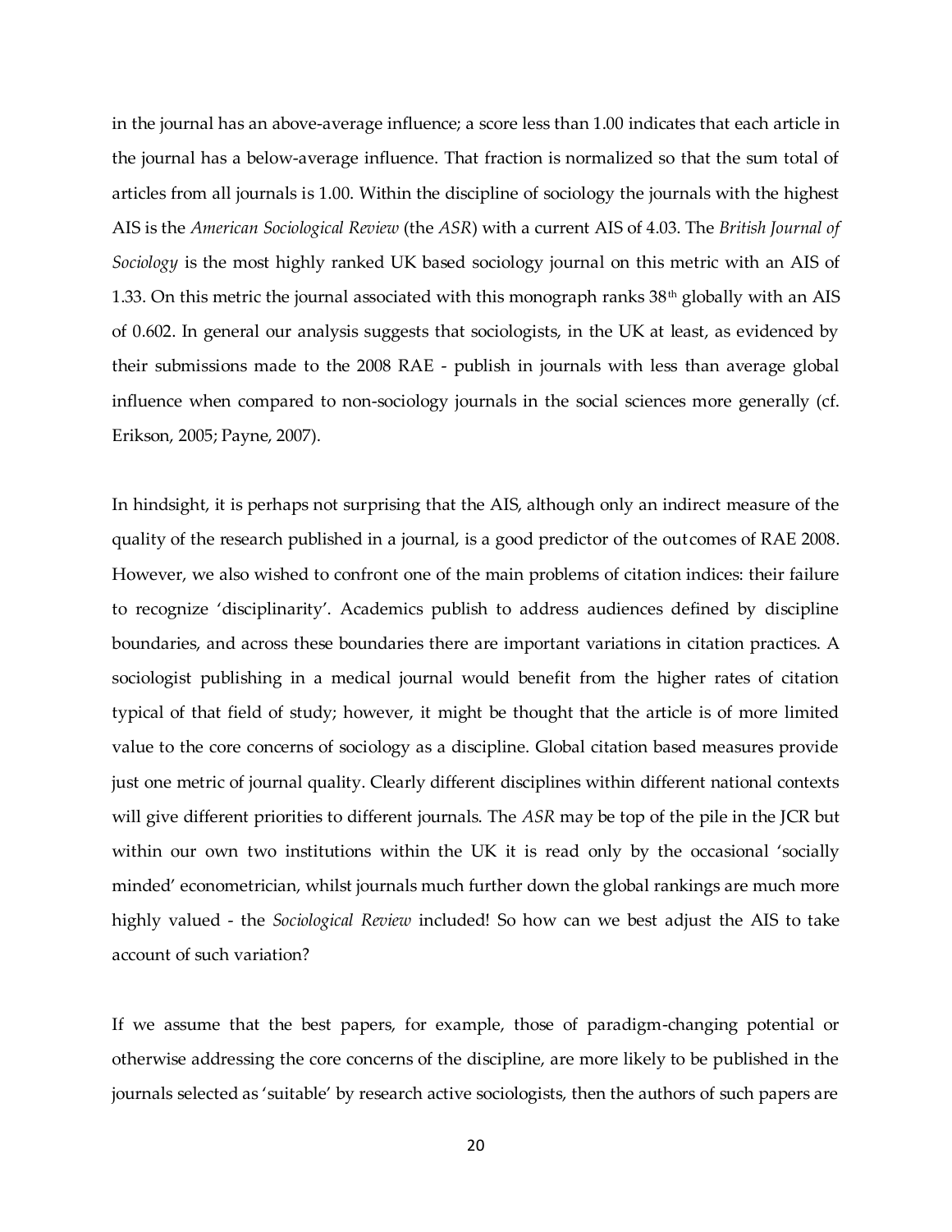in the journal has an above-average influence; a score less than 1.00 indicates that each article in the journal has a below-average influence. That fraction is normalized so that the sum total of articles from all journals is 1.00. Within the discipline of sociology the journals with the highest AIS is the *American Sociological Review* (the *ASR*) with a current AIS of 4.03. The *British Journal of Sociology* is the most highly ranked UK based sociology journal on this metric with an AIS of 1.33. On this metric the journal associated with this monograph ranks 38th globally with an AIS of 0.602. In general our analysis suggests that sociologists, in the UK at least, as evidenced by their submissions made to the 2008 RAE - publish in journals with less than average global influence when compared to non-sociology journals in the social sciences more generally (cf. Erikson, 2005; Payne, 2007).

In hindsight, it is perhaps not surprising that the AIS, although only an indirect measure of the quality of the research published in a journal, is a good predictor of the outcomes of RAE 2008. However, we also wished to confront one of the main problems of citation indices: their failure to recognize 'disciplinarity'. Academics publish to address audiences defined by discipline boundaries, and across these boundaries there are important variations in citation practices. A sociologist publishing in a medical journal would benefit from the higher rates of citation typical of that field of study; however, it might be thought that the article is of more limited value to the core concerns of sociology as a discipline. Global citation based measures provide just one metric of journal quality. Clearly different disciplines within different national contexts will give different priorities to different journals. The *ASR* may be top of the pile in the JCR but within our own two institutions within the UK it is read only by the occasional 'socially minded' econometrician, whilst journals much further down the global rankings are much more highly valued - the *Sociological Review* included! So how can we best adjust the AIS to take account of such variation?

If we assume that the best papers, for example, those of paradigm-changing potential or otherwise addressing the core concerns of the discipline, are more likely to be published in the journals selected as 'suitable' by research active sociologists, then the authors of such papers are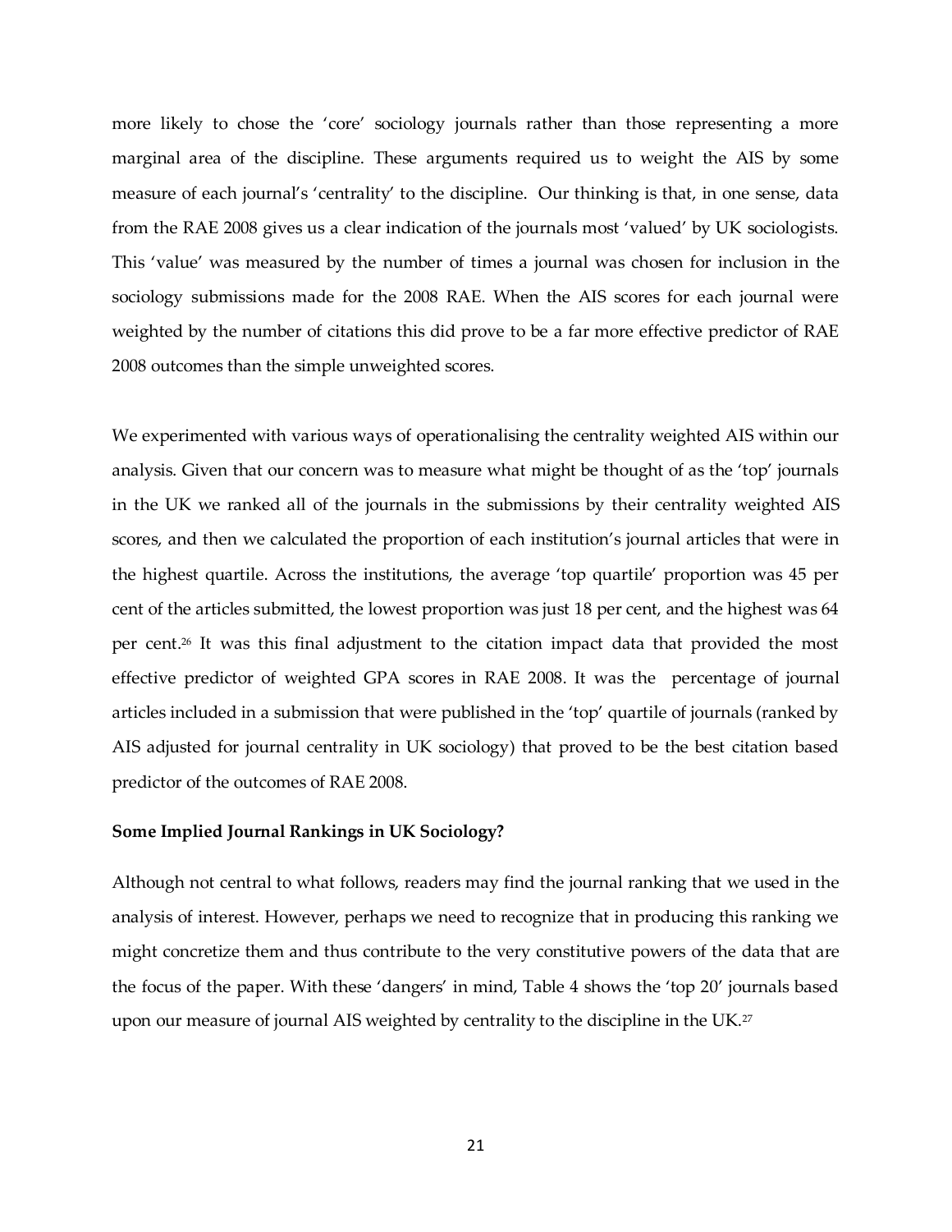more likely to chose the 'core' sociology journals rather than those representing a more marginal area of the discipline. These arguments required us to weight the AIS by some measure of each journal's 'centrality' to the discipline. Our thinking is that, in one sense, data from the RAE 2008 gives us a clear indication of the journals most 'valued' by UK sociologists. This 'value' was measured by the number of times a journal was chosen for inclusion in the sociology submissions made for the 2008 RAE. When the AIS scores for each journal were weighted by the number of citations this did prove to be a far more effective predictor of RAE 2008 outcomes than the simple unweighted scores.

We experimented with various ways of operationalising the centrality weighted AIS within our analysis. Given that our concern was to measure what might be thought of as the 'top' journals in the UK we ranked all of the journals in the submissions by their centrality weighted AIS scores, and then we calculated the proportion of each institution's journal articles that were in the highest quartile. Across the institutions, the average 'top quartile' proportion was 45 per cent of the articles submitted, the lowest proportion was just 18 per cent, and the highest was 64 per cent.[26] It was this final adjustment to the citation impact data that provided the most effective predictor of weighted GPA scores in RAE 2008. It was the percentage of journal articles included in a submission that were published in the 'top' quartile of journals (ranked by AIS adjusted for journal centrality in UK sociology) that proved to be the best citation based predictor of the outcomes of RAE 2008.

**Some Implied Journal Rankings in UK Sociology?**

Although not central to what follows, readers may find the journal ranking that we used in the analysis of interest. However, perhaps we need to recognize that in producing this ranking we might concretize them and thus contribute to the very constitutive powers of the data that are the focus of the paper. With these 'dangers' in mind, Table 4 shows the 'top 20' journals based upon our measure of journal AIS weighted by centrality to the discipline in the UK.[27]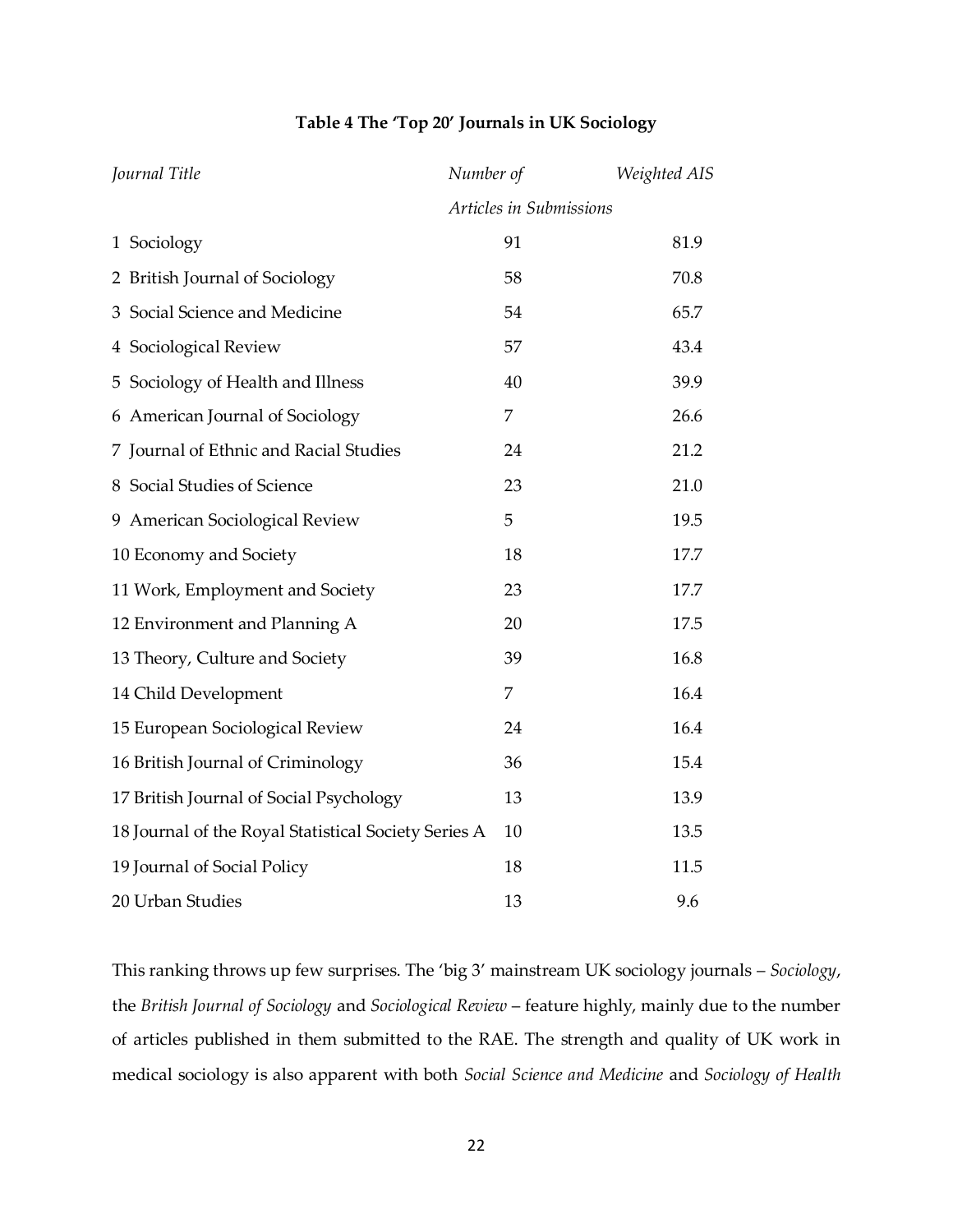**Table 4 The 'Top 20' Journals in UK Sociology**

| *Journal Title* | *Number of Articles in Submissions* | *Weighted AIS* |
|---|---|---|
| 1 Sociology | 91 | 81.9 |
| 2 British Journal of Sociology | 58 | 70.8 |
| 3 Social Science and Medicine | 54 | 65.7 |
| 4 Sociological Review | 57 | 43.4 |
| 5 Sociology of Health and Illness | 40 | 39.9 |
| 6 American Journal of Sociology | 7 | 26.6 |
| 7 Journal of Ethnic and Racial Studies | 24 | 21.2 |
| 8 Social Studies of Science | 23 | 21.0 |
| 9 American Sociological Review | 5 | 19.5 |
| 10 Economy and Society | 18 | 17.7 |
| 11 Work, Employment and Society | 23 | 17.7 |
| 12 Environment and Planning A | 20 | 17.5 |
| 13 Theory, Culture and Society | 39 | 16.8 |
| 14 Child Development | 7 | 16.4 |
| 15 European Sociological Review | 24 | 16.4 |
| 16 British Journal of Criminology | 36 | 15.4 |
| 17 British Journal of Social Psychology | 13 | 13.9 |
| 18 Journal of the Royal Statistical Society Series A | 10 | 13.5 |
| 19 Journal of Social Policy | 18 | 11.5 |
| 20 Urban Studies | 13 | 9.6 |

This ranking throws up few surprises. The 'big 3' mainstream UK sociology journals – *Sociology*, the *British Journal of Sociology* and *Sociological Review* – feature highly, mainly due to the number of articles published in them submitted to the RAE. The strength and quality of UK work in medical sociology is also apparent with both *Social Science and Medicine* and *Sociology of Health*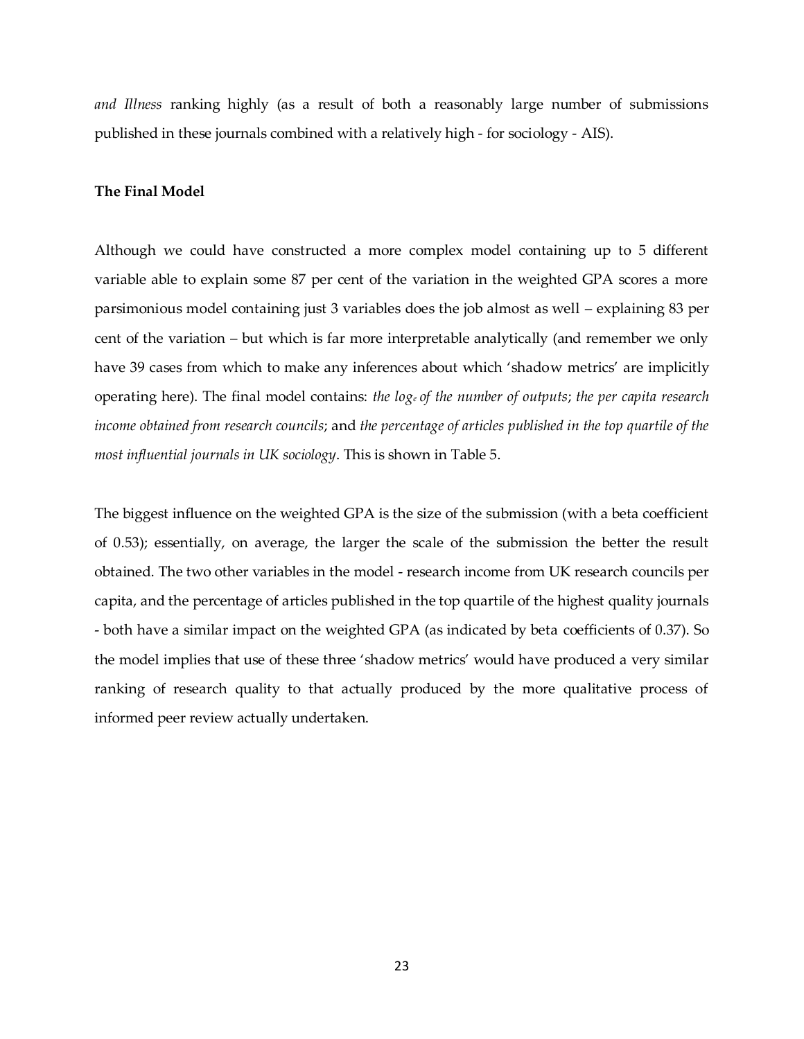*and Illness* ranking highly (as a result of both a reasonably large number of submissions published in these journals combined with a relatively high - for sociology - AIS).

**The Final Model**

Although we could have constructed a more complex model containing up to 5 different variable able to explain some 87 per cent of the variation in the weighted GPA scores a more parsimonious model containing just 3 variables does the job almost as well – explaining 83 per cent of the variation – but which is far more interpretable analytically (and remember we only have 39 cases from which to make any inferences about which 'shadow metrics' are implicitly operating here). The final model contains: *the $\log_e$ of the number of outputs*; *the per capita research income obtained from research councils*; and *the percentage of articles published in the top quartile of the most influential journals in UK sociology*. This is shown in Table 5.

The biggest influence on the weighted GPA is the size of the submission (with a beta coefficient of 0.53); essentially, on average, the larger the scale of the submission the better the result obtained. The two other variables in the model - research income from UK research councils per capita, and the percentage of articles published in the top quartile of the highest quality journals - both have a similar impact on the weighted GPA (as indicated by beta coefficients of 0.37). So the model implies that use of these three 'shadow metrics' would have produced a very similar ranking of research quality to that actually produced by the more qualitative process of informed peer review actually undertaken.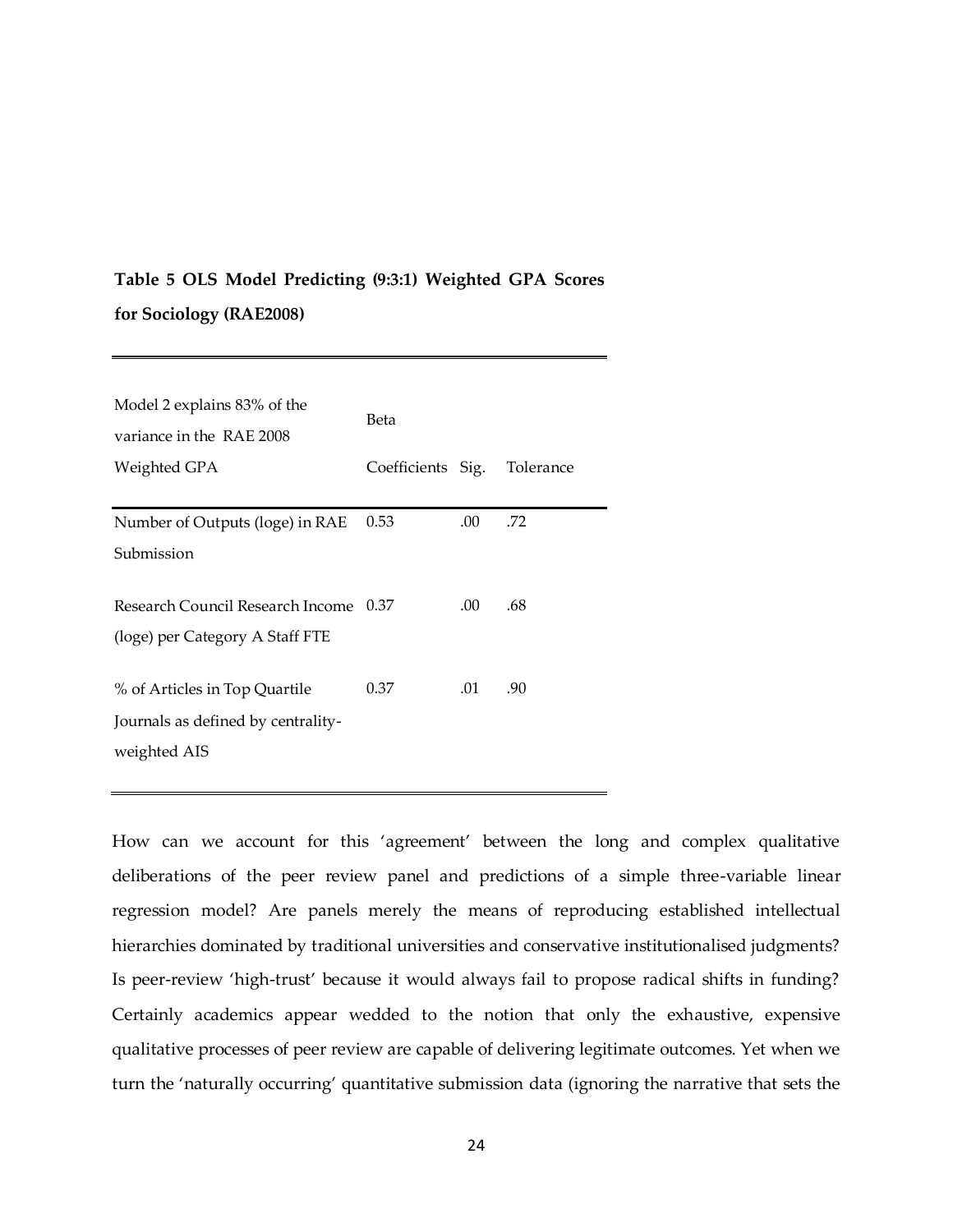**Table 5 OLS Model Predicting (9:3:1) Weighted GPA Scores for Sociology (RAE2008)**

| Model 2 explains 83% of the variance in the RAE 2008 Weighted GPA | Beta Coefficients | Sig. | Tolerance |
|---|---|---|---|
| Number of Outputs (loge) in RAE Submission | 0.53 | .00 | .72 |
| Research Council Research Income (loge) per Category A Staff FTE | 0.37 | .00 | .68 |
| % of Articles in Top Quartile Journals as defined by centrality-weighted AIS | 0.37 | .01 | .90 |

How can we account for this 'agreement' between the long and complex qualitative deliberations of the peer review panel and predictions of a simple three-variable linear regression model? Are panels merely the means of reproducing established intellectual hierarchies dominated by traditional universities and conservative institutionalised judgments? Is peer-review 'high-trust' because it would always fail to propose radical shifts in funding? Certainly academics appear wedded to the notion that only the exhaustive, expensive qualitative processes of peer review are capable of delivering legitimate outcomes. Yet when we turn the 'naturally occurring' quantitative submission data (ignoring the narrative that sets the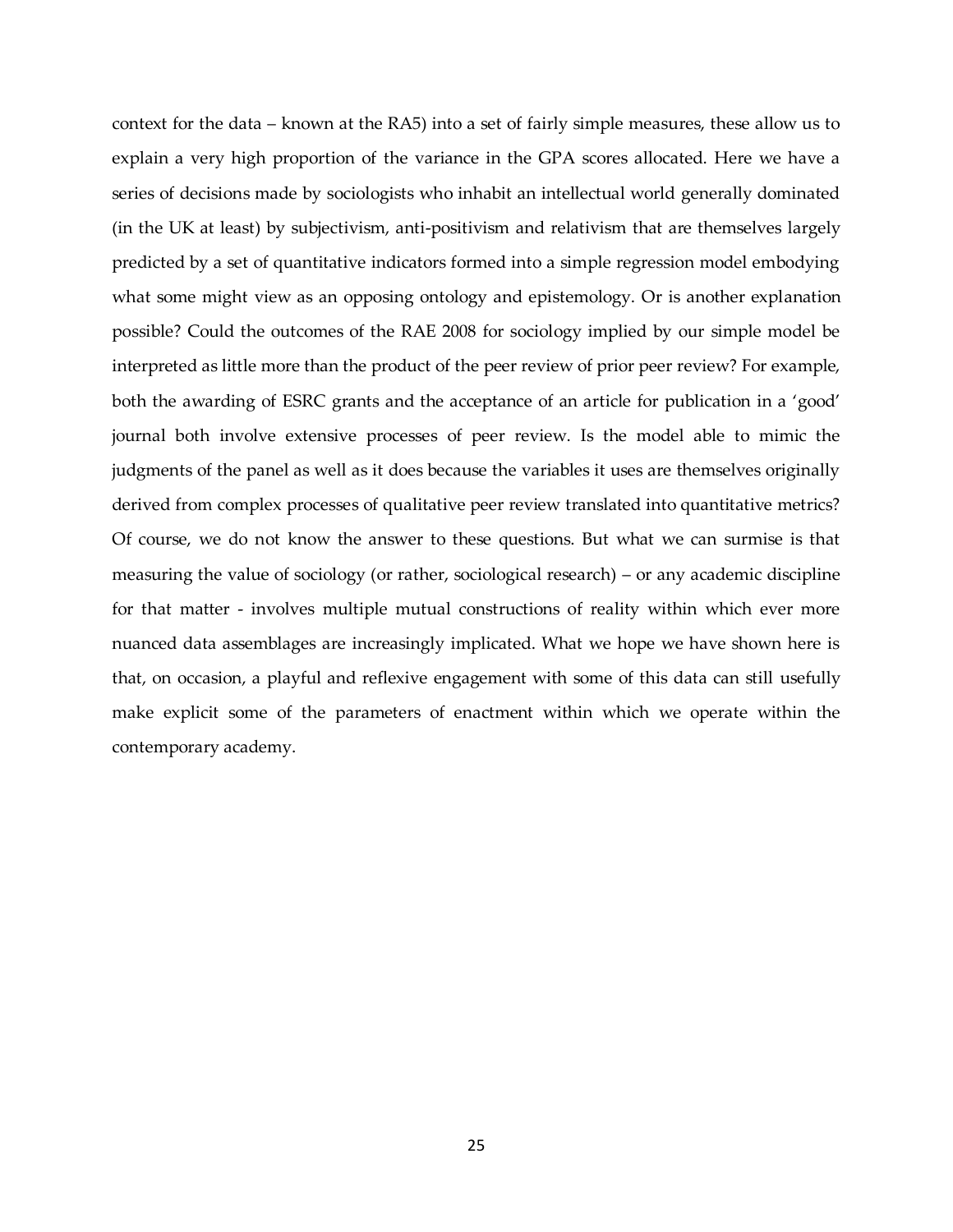context for the data – known at the RA5) into a set of fairly simple measures, these allow us to explain a very high proportion of the variance in the GPA scores allocated. Here we have a series of decisions made by sociologists who inhabit an intellectual world generally dominated (in the UK at least) by subjectivism, anti-positivism and relativism that are themselves largely predicted by a set of quantitative indicators formed into a simple regression model embodying what some might view as an opposing ontology and epistemology. Or is another explanation possible? Could the outcomes of the RAE 2008 for sociology implied by our simple model be interpreted as little more than the product of the peer review of prior peer review? For example, both the awarding of ESRC grants and the acceptance of an article for publication in a 'good' journal both involve extensive processes of peer review. Is the model able to mimic the judgments of the panel as well as it does because the variables it uses are themselves originally derived from complex processes of qualitative peer review translated into quantitative metrics? Of course, we do not know the answer to these questions. But what we can surmise is that measuring the value of sociology (or rather, sociological research) – or any academic discipline for that matter - involves multiple mutual constructions of reality within which ever more nuanced data assemblages are increasingly implicated. What we hope we have shown here is that, on occasion, a playful and reflexive engagement with some of this data can still usefully make explicit some of the parameters of enactment within which we operate within the contemporary academy.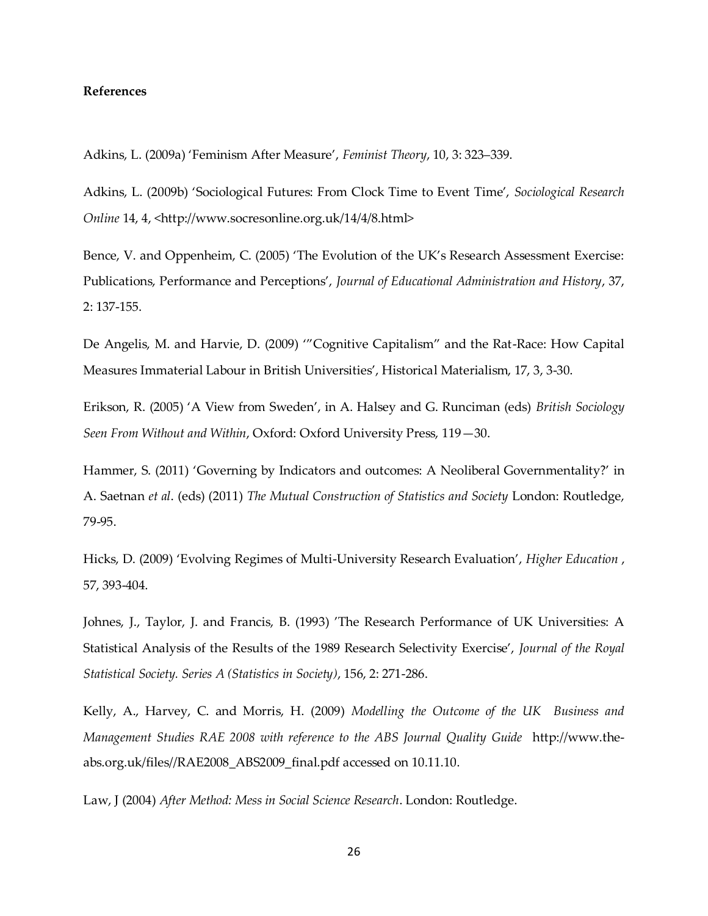**References**

Adkins, L. (2009a) 'Feminism After Measure', *Feminist Theory*, 10, 3: 323–339.

Adkins, L. (2009b) 'Sociological Futures: From Clock Time to Event Time', *Sociological Research Online* 14, 4, <http://www.socresonline.org.uk/14/4/8.html>

Bence, V. and Oppenheim, C. (2005) 'The Evolution of the UK's Research Assessment Exercise: Publications, Performance and Perceptions', *Journal of Educational Administration and History*, 37, 2: 137-155.

De Angelis, M. and Harvie, D. (2009) '"Cognitive Capitalism" and the Rat-Race: How Capital Measures Immaterial Labour in British Universities', Historical Materialism, 17, 3, 3-30.

Erikson, R. (2005) 'A View from Sweden', in A. Halsey and G. Runciman (eds) *British Sociology Seen From Without and Within*, Oxford: Oxford University Press, 119—30.

Hammer, S. (2011) 'Governing by Indicators and outcomes: A Neoliberal Governmentality?' in A. Saetnan *et al*. (eds) (2011) *The Mutual Construction of Statistics and Society* London: Routledge, 79-95.

Hicks, D. (2009) 'Evolving Regimes of Multi-University Research Evaluation', *Higher Education* , 57, 393-404.

Johnes, J., Taylor, J. and Francis, B. (1993) 'The Research Performance of UK Universities: A Statistical Analysis of the Results of the 1989 Research Selectivity Exercise', *Journal of the Royal Statistical Society. Series A (Statistics in Society)*, 156, 2: 271-286.

Kelly, A., Harvey, C. and Morris, H. (2009) *Modelling the Outcome of the UK Business and Management Studies RAE 2008 with reference to the ABS Journal Quality Guide* http://www.the-abs.org.uk/files//RAE2008_ABS2009_final.pdf accessed on 10.11.10.

Law, J (2004) *After Method: Mess in Social Science Research*. London: Routledge.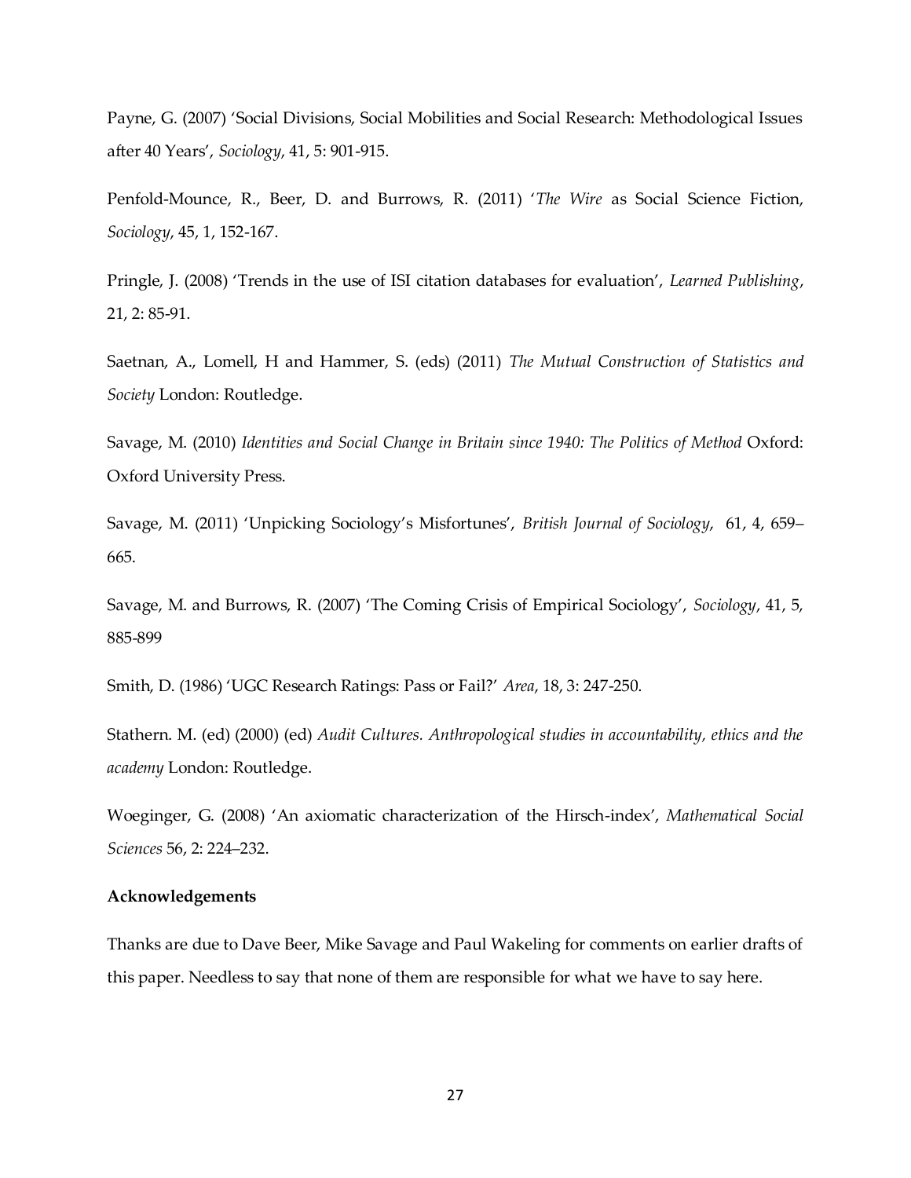Payne, G. (2007) 'Social Divisions, Social Mobilities and Social Research: Methodological Issues after 40 Years', *Sociology*, 41, 5: 901-915.

Penfold-Mounce, R., Beer, D. and Burrows, R. (2011) '*The Wire* as Social Science Fiction, *Sociology*, 45, 1, 152-167.

Pringle, J. (2008) 'Trends in the use of ISI citation databases for evaluation', *Learned Publishing*, 21, 2: 85-91.

Saetnan, A., Lomell, H and Hammer, S. (eds) (2011) *The Mutual Construction of Statistics and Society* London: Routledge.

Savage, M. (2010) *Identities and Social Change in Britain since 1940: The Politics of Method* Oxford: Oxford University Press.

Savage, M. (2011) 'Unpicking Sociology's Misfortunes', *British Journal of Sociology*, 61, 4, 659–665.

Savage, M. and Burrows, R. (2007) 'The Coming Crisis of Empirical Sociology', *Sociology*, 41, 5, 885-899

Smith, D. (1986) 'UGC Research Ratings: Pass or Fail?' *Area*, 18, 3: 247-250.

Stathern. M. (ed) (2000) (ed) *Audit Cultures. Anthropological studies in accountability, ethics and the academy* London: Routledge.

Woeginger, G. (2008) 'An axiomatic characterization of the Hirsch-index', *Mathematical Social Sciences* 56, 2: 224–232.

**Acknowledgements**

Thanks are due to Dave Beer, Mike Savage and Paul Wakeling for comments on earlier drafts of this paper. Needless to say that none of them are responsible for what we have to say here.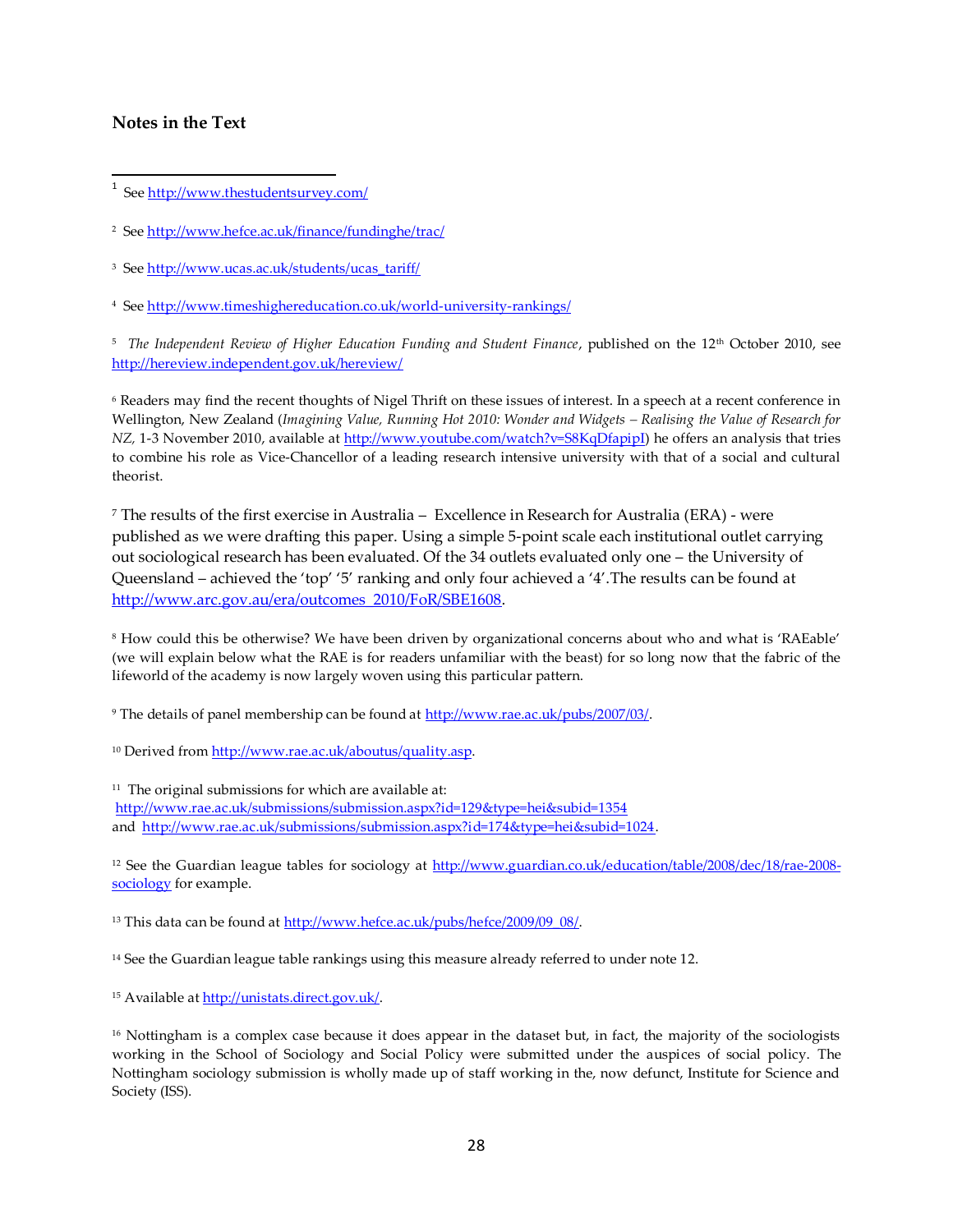**Notes in the Text**

---

[1] See http://www.thestudentsurvey.com/

[2] See http://www.hefce.ac.uk/finance/fundinghe/trac/

[3] See http://www.ucas.ac.uk/students/ucas_tariff/

[4] See http://www.timeshighereducation.co.uk/world-university-rankings/

[5] *The Independent Review of Higher Education Funding and Student Finance*, published on the 12th October 2010, see http://hereview.independent.gov.uk/hereview/

[6] Readers may find the recent thoughts of Nigel Thrift on these issues of interest. In a speech at a recent conference in Wellington, New Zealand (*Imagining Value, Running Hot 2010: Wonder and Widgets – Realising the Value of Research for NZ,* 1-3 November 2010, available at http://www.youtube.com/watch?v=S8KqDfapipI) he offers an analysis that tries to combine his role as Vice-Chancellor of a leading research intensive university with that of a social and cultural theorist.

[7] The results of the first exercise in Australia – Excellence in Research for Australia (ERA) - were published as we were drafting this paper. Using a simple 5-point scale each institutional outlet carrying out sociological research has been evaluated. Of the 34 outlets evaluated only one – the University of Queensland – achieved the 'top' '5' ranking and only four achieved a '4'.The results can be found at http://www.arc.gov.au/era/outcomes_2010/FoR/SBE1608.

[8] How could this be otherwise? We have been driven by organizational concerns about who and what is 'RAEable' (we will explain below what the RAE is for readers unfamiliar with the beast) for so long now that the fabric of the lifeworld of the academy is now largely woven using this particular pattern.

[9] The details of panel membership can be found at http://www.rae.ac.uk/pubs/2007/03/.

[10] Derived from http://www.rae.ac.uk/aboutus/quality.asp.

[11] The original submissions for which are available at:
http://www.rae.ac.uk/submissions/submission.aspx?id=129&type=hei&subid=1354
and http://www.rae.ac.uk/submissions/submission.aspx?id=174&type=hei&subid=1024.

[12] See the Guardian league tables for sociology at http://www.guardian.co.uk/education/table/2008/dec/18/rae-2008-sociology for example.

[13] This data can be found at http://www.hefce.ac.uk/pubs/hefce/2009/09_08/.

[14] See the Guardian league table rankings using this measure already referred to under note 12.

[15] Available at http://unistats.direct.gov.uk/.

[16] Nottingham is a complex case because it does appear in the dataset but, in fact, the majority of the sociologists working in the School of Sociology and Social Policy were submitted under the auspices of social policy. The Nottingham sociology submission is wholly made up of staff working in the, now defunct, Institute for Science and Society (ISS).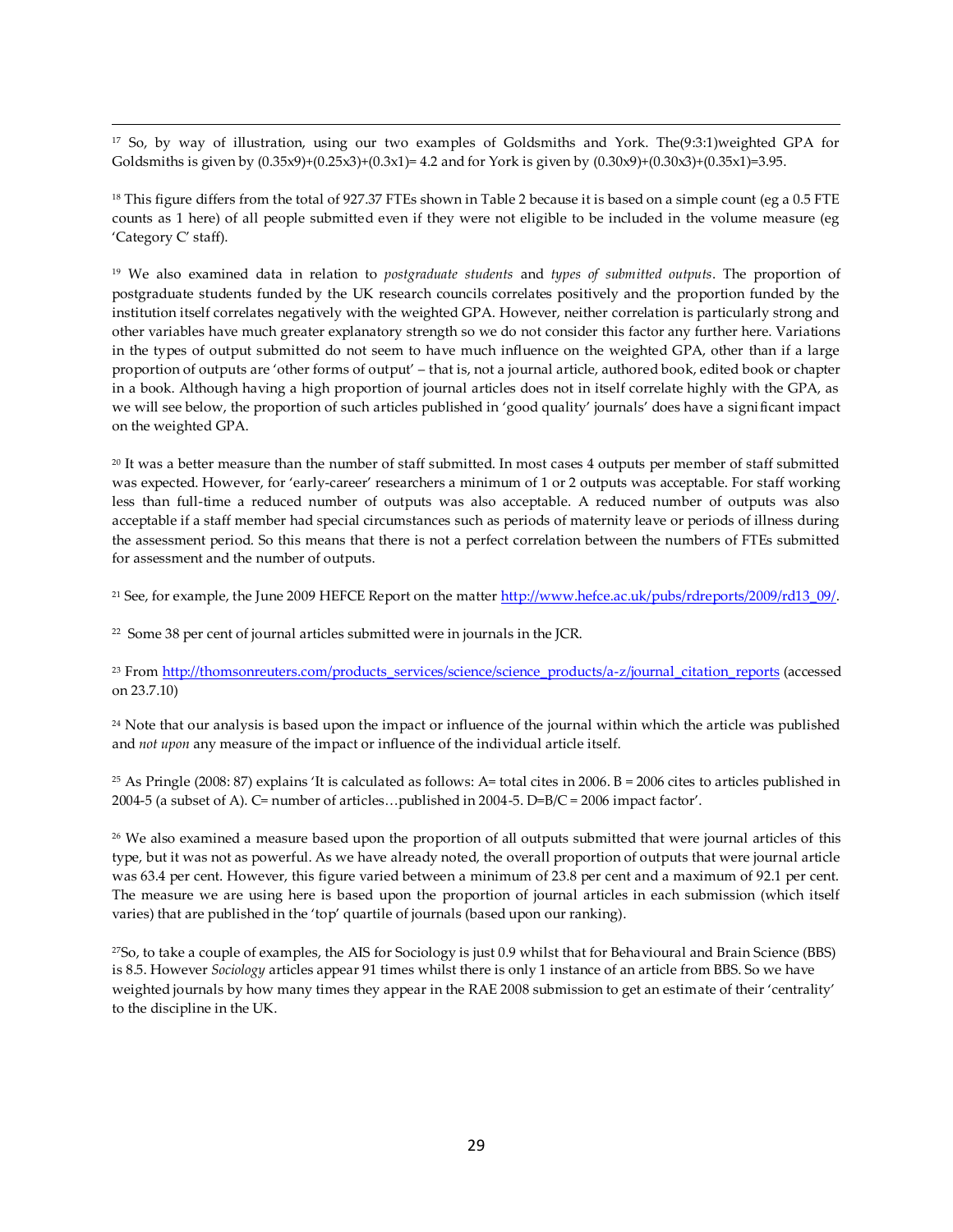[17] So, by way of illustration, using our two examples of Goldsmiths and York. The(9:3:1)weighted GPA for Goldsmiths is given by (0.35x9)+(0.25x3)+(0.3x1)= 4.2 and for York is given by (0.30x9)+(0.30x3)+(0.35x1)=3.95.

[18] This figure differs from the total of 927.37 FTEs shown in Table 2 because it is based on a simple count (eg a 0.5 FTE counts as 1 here) of all people submitted even if they were not eligible to be included in the volume measure (eg 'Category C' staff).

[19] We also examined data in relation to *postgraduate students* and *types of submitted outputs*. The proportion of postgraduate students funded by the UK research councils correlates positively and the proportion funded by the institution itself correlates negatively with the weighted GPA. However, neither correlation is particularly strong and other variables have much greater explanatory strength so we do not consider this factor any further here. Variations in the types of output submitted do not seem to have much influence on the weighted GPA, other than if a large proportion of outputs are 'other forms of output' – that is, not a journal article, authored book, edited book or chapter in a book. Although having a high proportion of journal articles does not in itself correlate highly with the GPA, as we will see below, the proportion of such articles published in 'good quality' journals' does have a significant impact on the weighted GPA.

[20] It was a better measure than the number of staff submitted. In most cases 4 outputs per member of staff submitted was expected. However, for 'early-career' researchers a minimum of 1 or 2 outputs was acceptable. For staff working less than full-time a reduced number of outputs was also acceptable. A reduced number of outputs was also acceptable if a staff member had special circumstances such as periods of maternity leave or periods of illness during the assessment period. So this means that there is not a perfect correlation between the numbers of FTEs submitted for assessment and the number of outputs.

[21] See, for example, the June 2009 HEFCE Report on the matter http://www.hefce.ac.uk/pubs/rdreports/2009/rd13_09/.

[22] Some 38 per cent of journal articles submitted were in journals in the JCR.

[23] From http://thomsonreuters.com/products_services/science/science_products/a-z/journal_citation_reports (accessed on 23.7.10)

[24] Note that our analysis is based upon the impact or influence of the journal within which the article was published and *not upon* any measure of the impact or influence of the individual article itself.

[25] As Pringle (2008: 87) explains 'It is calculated as follows: A= total cites in 2006. B = 2006 cites to articles published in 2004-5 (a subset of A). C= number of articles…published in 2004-5. D=B/C = 2006 impact factor'.

[26] We also examined a measure based upon the proportion of all outputs submitted that were journal articles of this type, but it was not as powerful. As we have already noted, the overall proportion of outputs that were journal article was 63.4 per cent. However, this figure varied between a minimum of 23.8 per cent and a maximum of 92.1 per cent. The measure we are using here is based upon the proportion of journal articles in each submission (which itself varies) that are published in the 'top' quartile of journals (based upon our ranking).

[27] So, to take a couple of examples, the AIS for Sociology is just 0.9 whilst that for Behavioural and Brain Science (BBS) is 8.5. However *Sociology* articles appear 91 times whilst there is only 1 instance of an article from BBS. So we have weighted journals by how many times they appear in the RAE 2008 submission to get an estimate of their 'centrality' to the discipline in the UK.